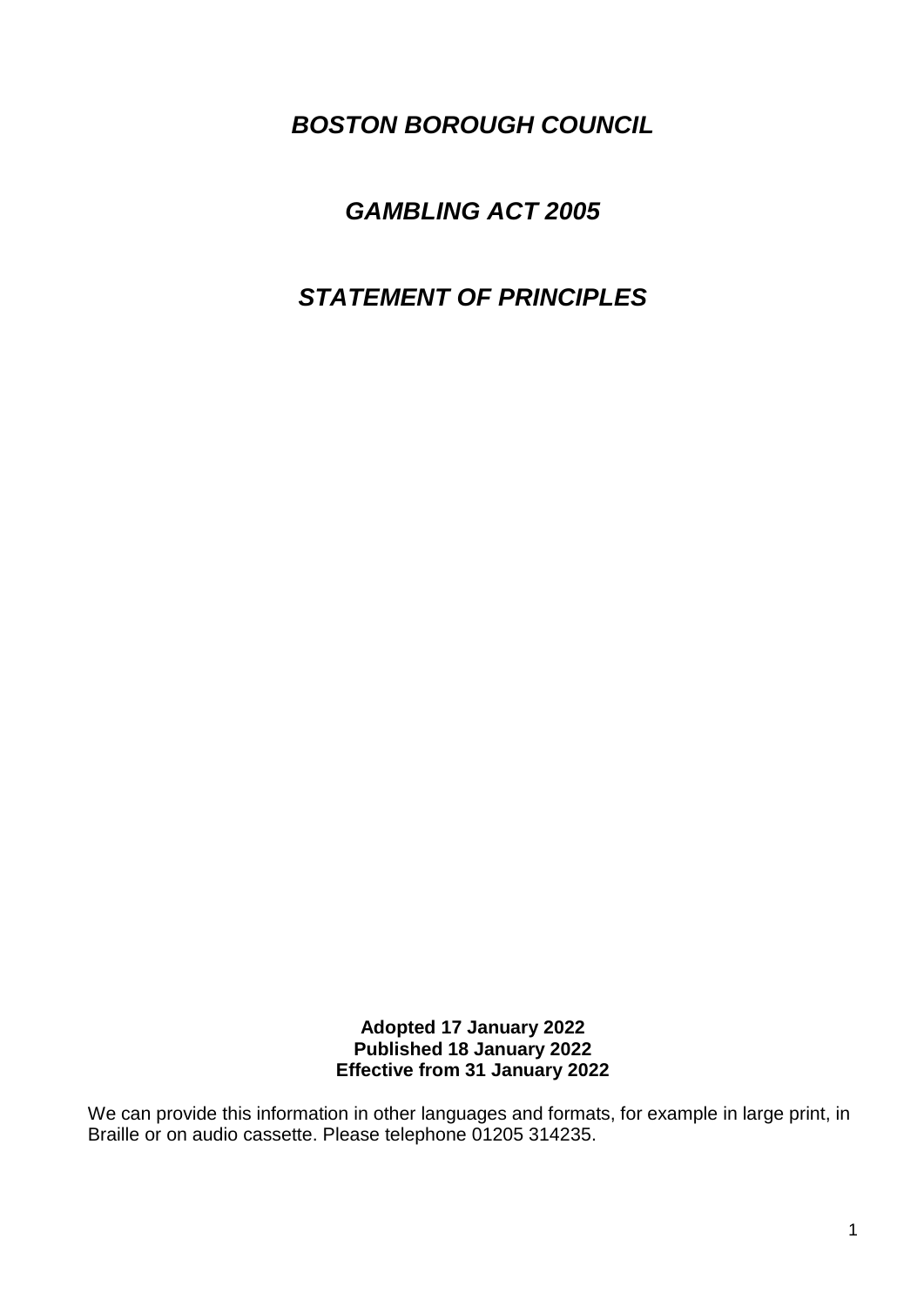# ***BOSTON BOROUGH COUNCIL***

## ***GAMBLING ACT 2005***

## ***STATEMENT OF PRINCIPLES***

**Adopted 17 January 2022**
**Published 18 January 2022**
**Effective from 31 January 2022**

We can provide this information in other languages and formats, for example in large print, in Braille or on audio cassette. Please telephone 01205 314235.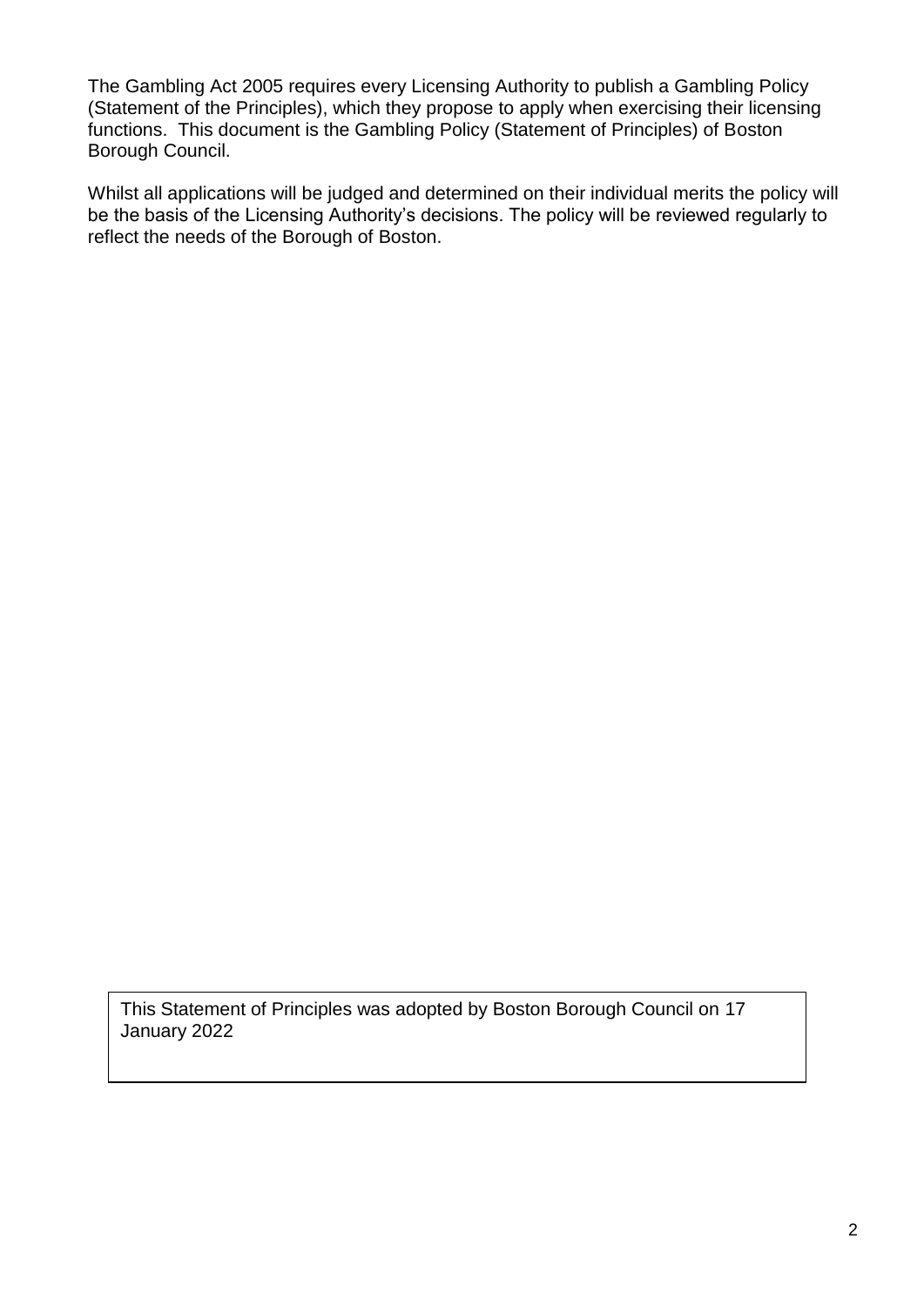The Gambling Act 2005 requires every Licensing Authority to publish a Gambling Policy (Statement of the Principles), which they propose to apply when exercising their licensing functions. This document is the Gambling Policy (Statement of Principles) of Boston Borough Council.

Whilst all applications will be judged and determined on their individual merits the policy will be the basis of the Licensing Authority's decisions. The policy will be reviewed regularly to reflect the needs of the Borough of Boston.

This Statement of Principles was adopted by Boston Borough Council on 17 January 2022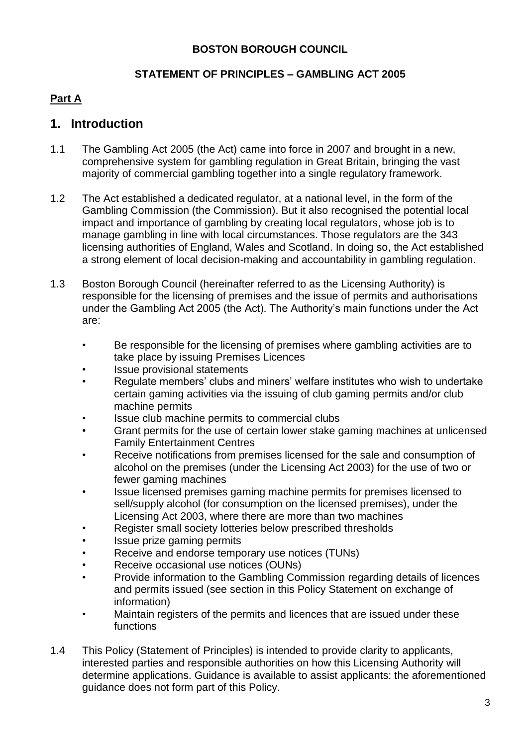**BOSTON BOROUGH COUNCIL**

**STATEMENT OF PRINCIPLES – GAMBLING ACT 2005**

**Part A**

# 1. Introduction

1.1 The Gambling Act 2005 (the Act) came into force in 2007 and brought in a new, comprehensive system for gambling regulation in Great Britain, bringing the vast majority of commercial gambling together into a single regulatory framework.

1.2 The Act established a dedicated regulator, at a national level, in the form of the Gambling Commission (the Commission). But it also recognised the potential local impact and importance of gambling by creating local regulators, whose job is to manage gambling in line with local circumstances. Those regulators are the 343 licensing authorities of England, Wales and Scotland. In doing so, the Act established a strong element of local decision-making and accountability in gambling regulation.

1.3 Boston Borough Council (hereinafter referred to as the Licensing Authority) is responsible for the licensing of premises and the issue of permits and authorisations under the Gambling Act 2005 (the Act). The Authority's main functions under the Act are:

- Be responsible for the licensing of premises where gambling activities are to take place by issuing Premises Licences
- Issue provisional statements
- Regulate members' clubs and miners' welfare institutes who wish to undertake certain gaming activities via the issuing of club gaming permits and/or club machine permits
- Issue club machine permits to commercial clubs
- Grant permits for the use of certain lower stake gaming machines at unlicensed Family Entertainment Centres
- Receive notifications from premises licensed for the sale and consumption of alcohol on the premises (under the Licensing Act 2003) for the use of two or fewer gaming machines
- Issue licensed premises gaming machine permits for premises licensed to sell/supply alcohol (for consumption on the licensed premises), under the Licensing Act 2003, where there are more than two machines
- Register small society lotteries below prescribed thresholds
- Issue prize gaming permits
- Receive and endorse temporary use notices (TUNs)
- Receive occasional use notices (OUNs)
- Provide information to the Gambling Commission regarding details of licences and permits issued (see section in this Policy Statement on exchange of information)
- Maintain registers of the permits and licences that are issued under these functions

1.4 This Policy (Statement of Principles) is intended to provide clarity to applicants, interested parties and responsible authorities on how this Licensing Authority will determine applications. Guidance is available to assist applicants: the aforementioned guidance does not form part of this Policy.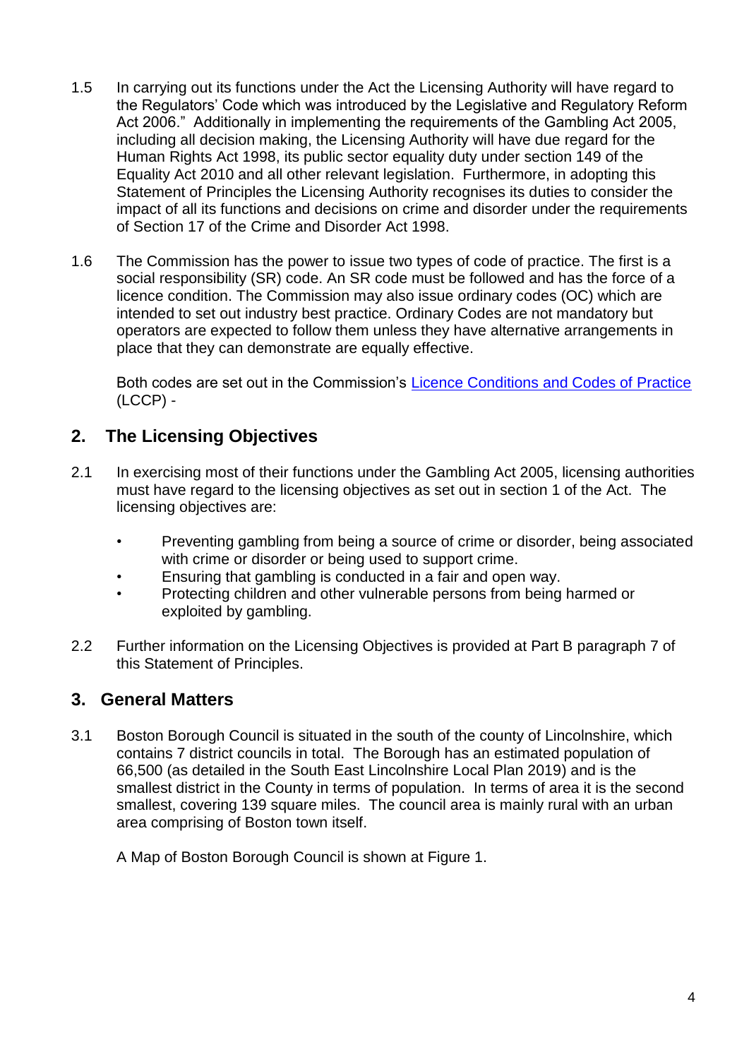1.5 In carrying out its functions under the Act the Licensing Authority will have regard to the Regulators' Code which was introduced by the Legislative and Regulatory Reform Act 2006." Additionally in implementing the requirements of the Gambling Act 2005, including all decision making, the Licensing Authority will have due regard for the Human Rights Act 1998, its public sector equality duty under section 149 of the Equality Act 2010 and all other relevant legislation. Furthermore, in adopting this Statement of Principles the Licensing Authority recognises its duties to consider the impact of all its functions and decisions on crime and disorder under the requirements of Section 17 of the Crime and Disorder Act 1998.

1.6 The Commission has the power to issue two types of code of practice. The first is a social responsibility (SR) code. An SR code must be followed and has the force of a licence condition. The Commission may also issue ordinary codes (OC) which are intended to set out industry best practice. Ordinary Codes are not mandatory but operators are expected to follow them unless they have alternative arrangements in place that they can demonstrate are equally effective.

Both codes are set out in the Commission's [Licence Conditions and Codes of Practice] (LCCP) -

## 2. The Licensing Objectives

2.1 In exercising most of their functions under the Gambling Act 2005, licensing authorities must have regard to the licensing objectives as set out in section 1 of the Act. The licensing objectives are:

- Preventing gambling from being a source of crime or disorder, being associated with crime or disorder or being used to support crime.
- Ensuring that gambling is conducted in a fair and open way.
- Protecting children and other vulnerable persons from being harmed or exploited by gambling.

2.2 Further information on the Licensing Objectives is provided at Part B paragraph 7 of this Statement of Principles.

## 3. General Matters

3.1 Boston Borough Council is situated in the south of the county of Lincolnshire, which contains 7 district councils in total. The Borough has an estimated population of 66,500 (as detailed in the South East Lincolnshire Local Plan 2019) and is the smallest district in the County in terms of population. In terms of area it is the second smallest, covering 139 square miles. The council area is mainly rural with an urban area comprising of Boston town itself.

A Map of Boston Borough Council is shown at Figure 1.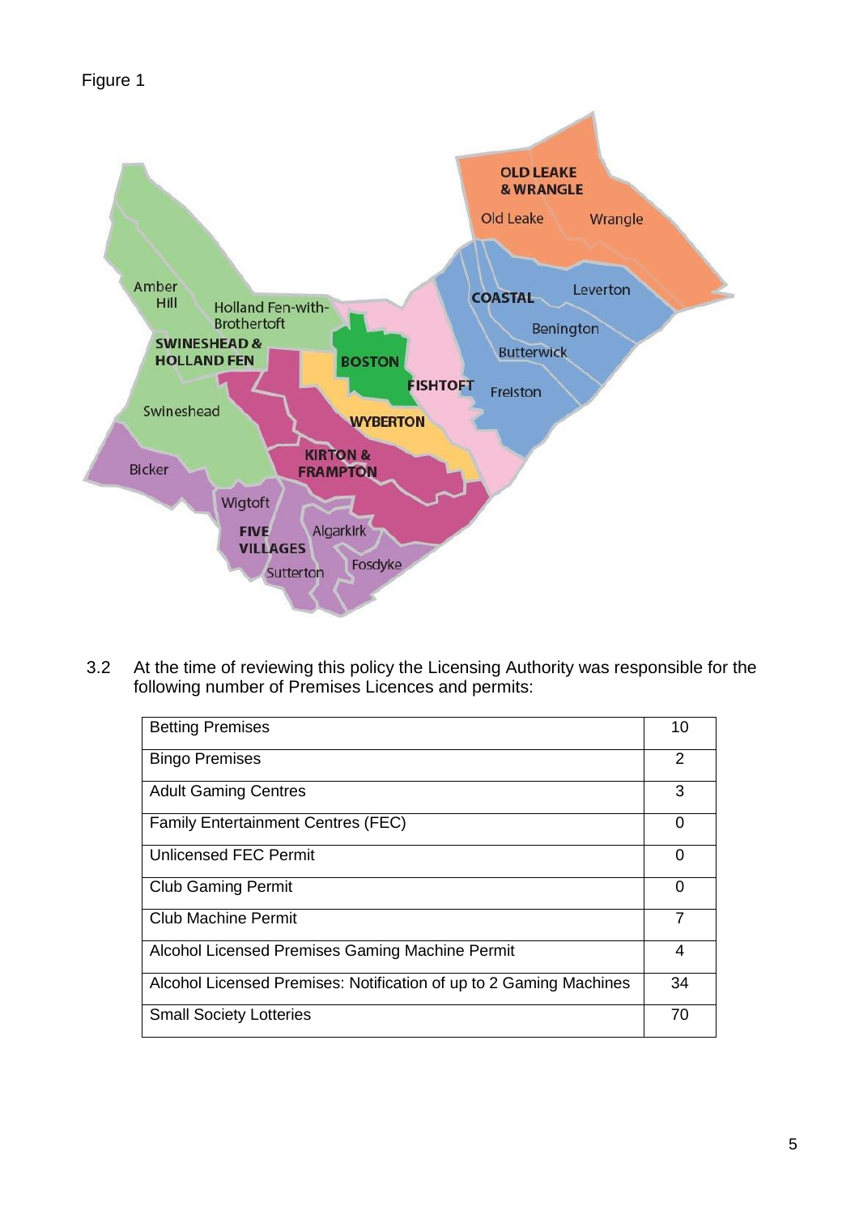Figure 1

3.2 At the time of reviewing this policy the Licensing Authority was responsible for the following number of Premises Licences and permits:

| | |
|---|---|
| Betting Premises | 10 |
| Bingo Premises | 2 |
| Adult Gaming Centres | 3 |
| Family Entertainment Centres (FEC) | 0 |
| Unlicensed FEC Permit | 0 |
| Club Gaming Permit | 0 |
| Club Machine Permit | 7 |
| Alcohol Licensed Premises Gaming Machine Permit | 4 |
| Alcohol Licensed Premises: Notification of up to 2 Gaming Machines | 34 |
| Small Society Lotteries | 70 |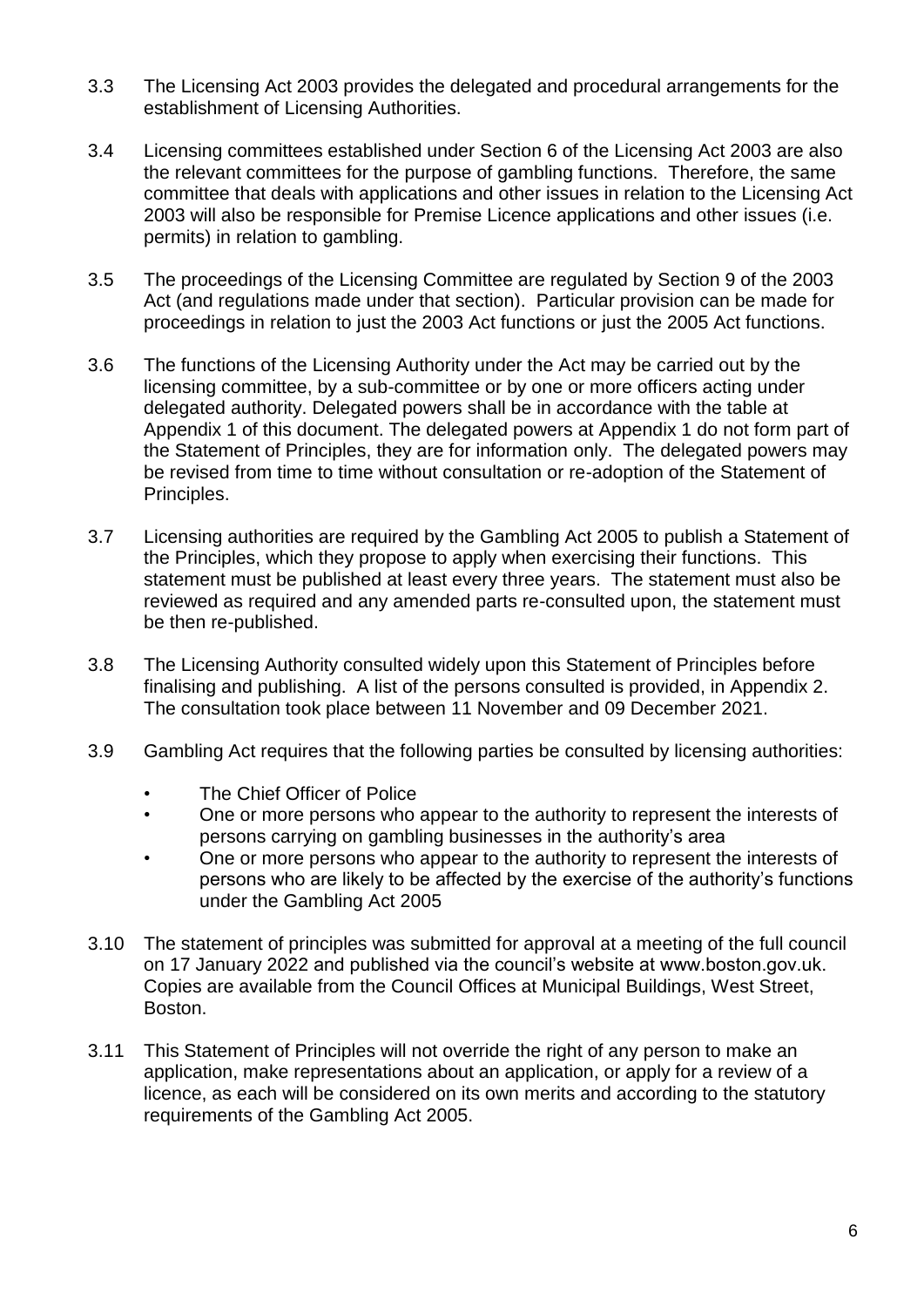3.3 The Licensing Act 2003 provides the delegated and procedural arrangements for the establishment of Licensing Authorities.

3.4 Licensing committees established under Section 6 of the Licensing Act 2003 are also the relevant committees for the purpose of gambling functions. Therefore, the same committee that deals with applications and other issues in relation to the Licensing Act 2003 will also be responsible for Premise Licence applications and other issues (i.e. permits) in relation to gambling.

3.5 The proceedings of the Licensing Committee are regulated by Section 9 of the 2003 Act (and regulations made under that section). Particular provision can be made for proceedings in relation to just the 2003 Act functions or just the 2005 Act functions.

3.6 The functions of the Licensing Authority under the Act may be carried out by the licensing committee, by a sub-committee or by one or more officers acting under delegated authority. Delegated powers shall be in accordance with the table at Appendix 1 of this document. The delegated powers at Appendix 1 do not form part of the Statement of Principles, they are for information only. The delegated powers may be revised from time to time without consultation or re-adoption of the Statement of Principles.

3.7 Licensing authorities are required by the Gambling Act 2005 to publish a Statement of the Principles, which they propose to apply when exercising their functions. This statement must be published at least every three years. The statement must also be reviewed as required and any amended parts re-consulted upon, the statement must be then re-published.

3.8 The Licensing Authority consulted widely upon this Statement of Principles before finalising and publishing. A list of the persons consulted is provided, in Appendix 2. The consultation took place between 11 November and 09 December 2021.

3.9 Gambling Act requires that the following parties be consulted by licensing authorities:

- The Chief Officer of Police
- One or more persons who appear to the authority to represent the interests of persons carrying on gambling businesses in the authority's area
- One or more persons who appear to the authority to represent the interests of persons who are likely to be affected by the exercise of the authority's functions under the Gambling Act 2005

3.10 The statement of principles was submitted for approval at a meeting of the full council on 17 January 2022 and published via the council's website at www.boston.gov.uk. Copies are available from the Council Offices at Municipal Buildings, West Street, Boston.

3.11 This Statement of Principles will not override the right of any person to make an application, make representations about an application, or apply for a review of a licence, as each will be considered on its own merits and according to the statutory requirements of the Gambling Act 2005.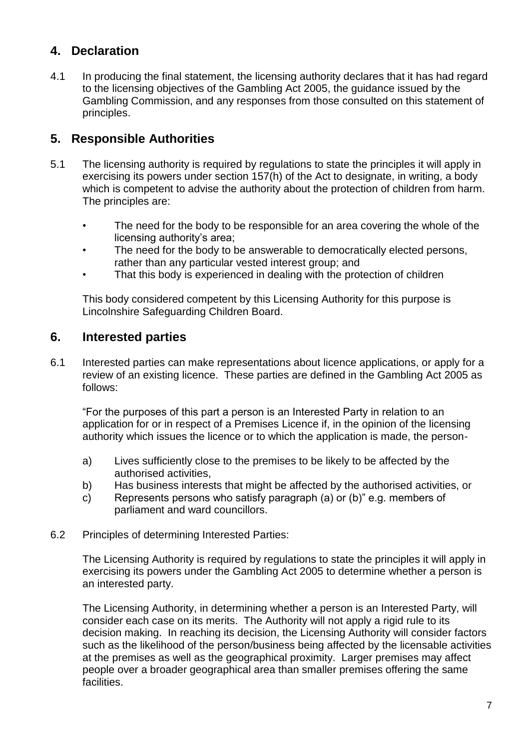## 4. Declaration

4.1 In producing the final statement, the licensing authority declares that it has had regard to the licensing objectives of the Gambling Act 2005, the guidance issued by the Gambling Commission, and any responses from those consulted on this statement of principles.

## 5. Responsible Authorities

5.1 The licensing authority is required by regulations to state the principles it will apply in exercising its powers under section 157(h) of the Act to designate, in writing, a body which is competent to advise the authority about the protection of children from harm. The principles are:

- The need for the body to be responsible for an area covering the whole of the licensing authority's area;
- The need for the body to be answerable to democratically elected persons, rather than any particular vested interest group; and
- That this body is experienced in dealing with the protection of children

This body considered competent by this Licensing Authority for this purpose is Lincolnshire Safeguarding Children Board.

## 6. Interested parties

6.1 Interested parties can make representations about licence applications, or apply for a review of an existing licence. These parties are defined in the Gambling Act 2005 as follows:

"For the purposes of this part a person is an Interested Party in relation to an application for or in respect of a Premises Licence if, in the opinion of the licensing authority which issues the licence or to which the application is made, the person-

a) Lives sufficiently close to the premises to be likely to be affected by the authorised activities,
b) Has business interests that might be affected by the authorised activities, or
c) Represents persons who satisfy paragraph (a) or (b)" e.g. members of parliament and ward councillors.

6.2 Principles of determining Interested Parties:

The Licensing Authority is required by regulations to state the principles it will apply in exercising its powers under the Gambling Act 2005 to determine whether a person is an interested party.

The Licensing Authority, in determining whether a person is an Interested Party, will consider each case on its merits. The Authority will not apply a rigid rule to its decision making. In reaching its decision, the Licensing Authority will consider factors such as the likelihood of the person/business being affected by the licensable activities at the premises as well as the geographical proximity. Larger premises may affect people over a broader geographical area than smaller premises offering the same facilities.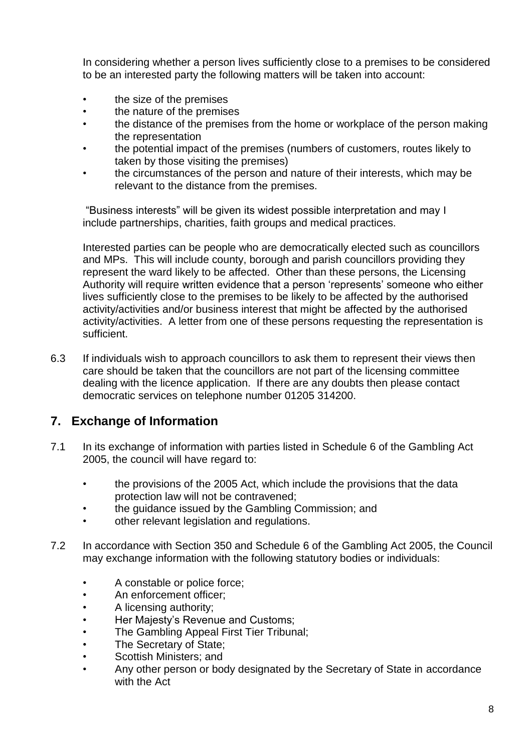In considering whether a person lives sufficiently close to a premises to be considered to be an interested party the following matters will be taken into account:

- the size of the premises
- the nature of the premises
- the distance of the premises from the home or workplace of the person making the representation
- the potential impact of the premises (numbers of customers, routes likely to taken by those visiting the premises)
- the circumstances of the person and nature of their interests, which may be relevant to the distance from the premises.

"Business interests" will be given its widest possible interpretation and may I include partnerships, charities, faith groups and medical practices.

Interested parties can be people who are democratically elected such as councillors and MPs. This will include county, borough and parish councillors providing they represent the ward likely to be affected. Other than these persons, the Licensing Authority will require written evidence that a person 'represents' someone who either lives sufficiently close to the premises to be likely to be affected by the authorised activity/activities and/or business interest that might be affected by the authorised activity/activities. A letter from one of these persons requesting the representation is sufficient.

6.3 If individuals wish to approach councillors to ask them to represent their views then care should be taken that the councillors are not part of the licensing committee dealing with the licence application. If there are any doubts then please contact democratic services on telephone number 01205 314200.

## 7. Exchange of Information

7.1 In its exchange of information with parties listed in Schedule 6 of the Gambling Act 2005, the council will have regard to:

- the provisions of the 2005 Act, which include the provisions that the data protection law will not be contravened;
- the guidance issued by the Gambling Commission; and
- other relevant legislation and regulations.

7.2 In accordance with Section 350 and Schedule 6 of the Gambling Act 2005, the Council may exchange information with the following statutory bodies or individuals:

- A constable or police force;
- An enforcement officer;
- A licensing authority;
- Her Majesty's Revenue and Customs;
- The Gambling Appeal First Tier Tribunal;
- The Secretary of State;
- Scottish Ministers; and
- Any other person or body designated by the Secretary of State in accordance with the Act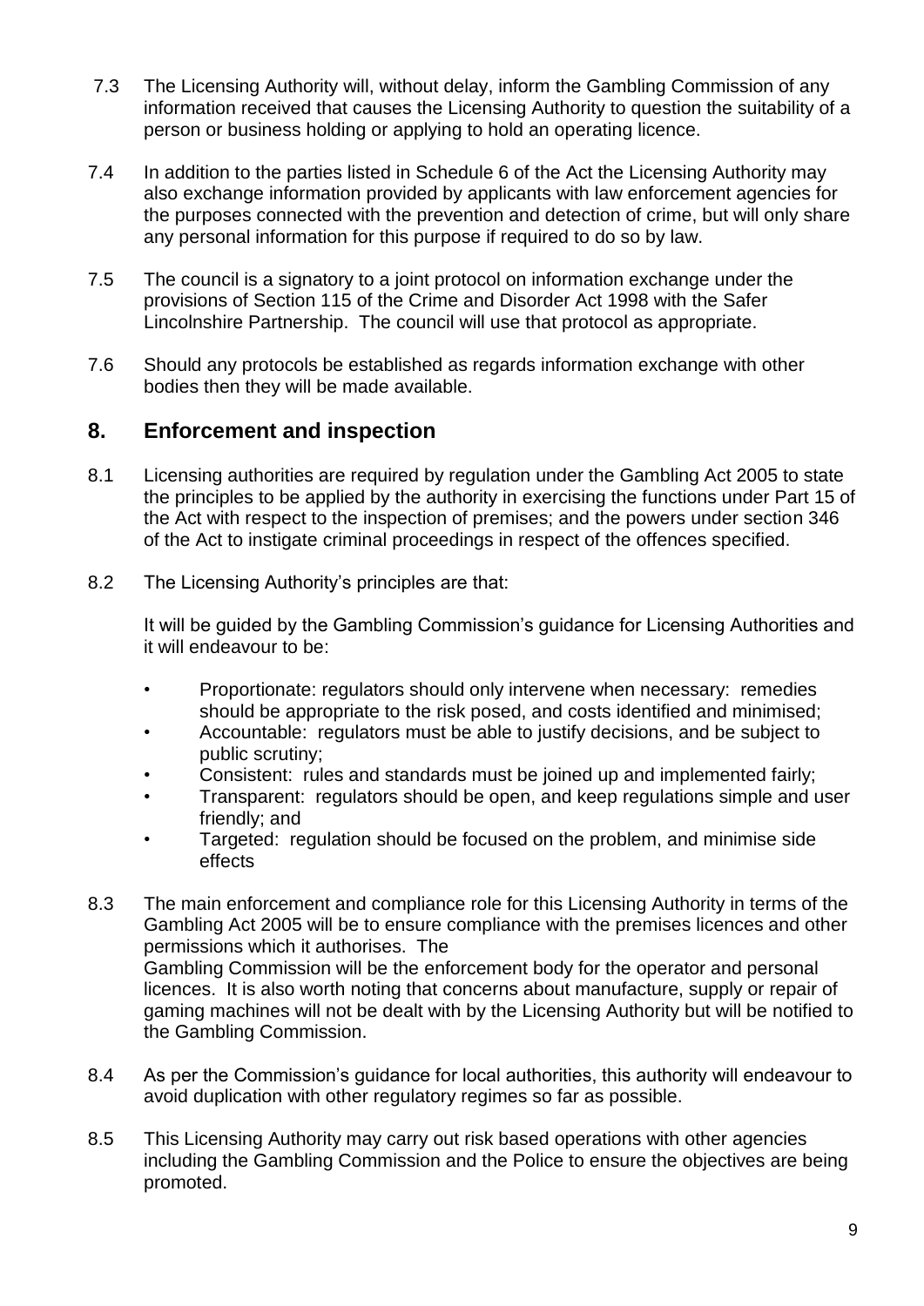7.3 The Licensing Authority will, without delay, inform the Gambling Commission of any information received that causes the Licensing Authority to question the suitability of a person or business holding or applying to hold an operating licence.

7.4 In addition to the parties listed in Schedule 6 of the Act the Licensing Authority may also exchange information provided by applicants with law enforcement agencies for the purposes connected with the prevention and detection of crime, but will only share any personal information for this purpose if required to do so by law.

7.5 The council is a signatory to a joint protocol on information exchange under the provisions of Section 115 of the Crime and Disorder Act 1998 with the Safer Lincolnshire Partnership. The council will use that protocol as appropriate.

7.6 Should any protocols be established as regards information exchange with other bodies then they will be made available.

## 8. Enforcement and inspection

8.1 Licensing authorities are required by regulation under the Gambling Act 2005 to state the principles to be applied by the authority in exercising the functions under Part 15 of the Act with respect to the inspection of premises; and the powers under section 346 of the Act to instigate criminal proceedings in respect of the offences specified.

8.2 The Licensing Authority's principles are that:

It will be guided by the Gambling Commission's guidance for Licensing Authorities and it will endeavour to be:

- Proportionate: regulators should only intervene when necessary: remedies should be appropriate to the risk posed, and costs identified and minimised;
- Accountable: regulators must be able to justify decisions, and be subject to public scrutiny;
- Consistent: rules and standards must be joined up and implemented fairly;
- Transparent: regulators should be open, and keep regulations simple and user friendly; and
- Targeted: regulation should be focused on the problem, and minimise side effects

8.3 The main enforcement and compliance role for this Licensing Authority in terms of the Gambling Act 2005 will be to ensure compliance with the premises licences and other permissions which it authorises. The Gambling Commission will be the enforcement body for the operator and personal licences. It is also worth noting that concerns about manufacture, supply or repair of gaming machines will not be dealt with by the Licensing Authority but will be notified to the Gambling Commission.

8.4 As per the Commission's guidance for local authorities, this authority will endeavour to avoid duplication with other regulatory regimes so far as possible.

8.5 This Licensing Authority may carry out risk based operations with other agencies including the Gambling Commission and the Police to ensure the objectives are being promoted.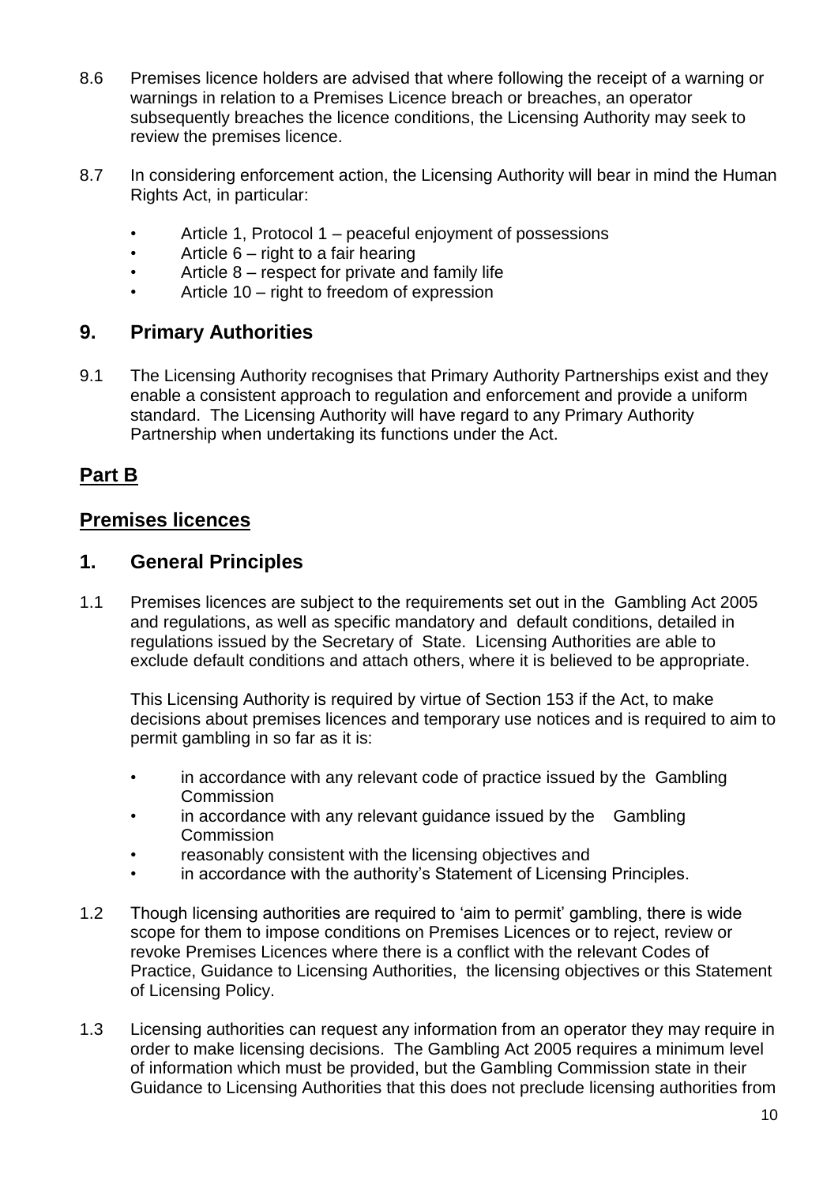8.6 Premises licence holders are advised that where following the receipt of a warning or warnings in relation to a Premises Licence breach or breaches, an operator subsequently breaches the licence conditions, the Licensing Authority may seek to review the premises licence.

8.7 In considering enforcement action, the Licensing Authority will bear in mind the Human Rights Act, in particular:

- Article 1, Protocol 1 – peaceful enjoyment of possessions
- Article 6 – right to a fair hearing
- Article 8 – respect for private and family life
- Article 10 – right to freedom of expression

## 9. Primary Authorities

9.1 The Licensing Authority recognises that Primary Authority Partnerships exist and they enable a consistent approach to regulation and enforcement and provide a uniform standard. The Licensing Authority will have regard to any Primary Authority Partnership when undertaking its functions under the Act.

# Part B

## Premises licences

## 1. General Principles

1.1 Premises licences are subject to the requirements set out in the Gambling Act 2005 and regulations, as well as specific mandatory and default conditions, detailed in regulations issued by the Secretary of State. Licensing Authorities are able to exclude default conditions and attach others, where it is believed to be appropriate.

This Licensing Authority is required by virtue of Section 153 if the Act, to make decisions about premises licences and temporary use notices and is required to aim to permit gambling in so far as it is:

- in accordance with any relevant code of practice issued by the Gambling Commission
- in accordance with any relevant guidance issued by the Gambling Commission
- reasonably consistent with the licensing objectives and
- in accordance with the authority's Statement of Licensing Principles.

1.2 Though licensing authorities are required to 'aim to permit' gambling, there is wide scope for them to impose conditions on Premises Licences or to reject, review or revoke Premises Licences where there is a conflict with the relevant Codes of Practice, Guidance to Licensing Authorities, the licensing objectives or this Statement of Licensing Policy.

1.3 Licensing authorities can request any information from an operator they may require in order to make licensing decisions. The Gambling Act 2005 requires a minimum level of information which must be provided, but the Gambling Commission state in their Guidance to Licensing Authorities that this does not preclude licensing authorities from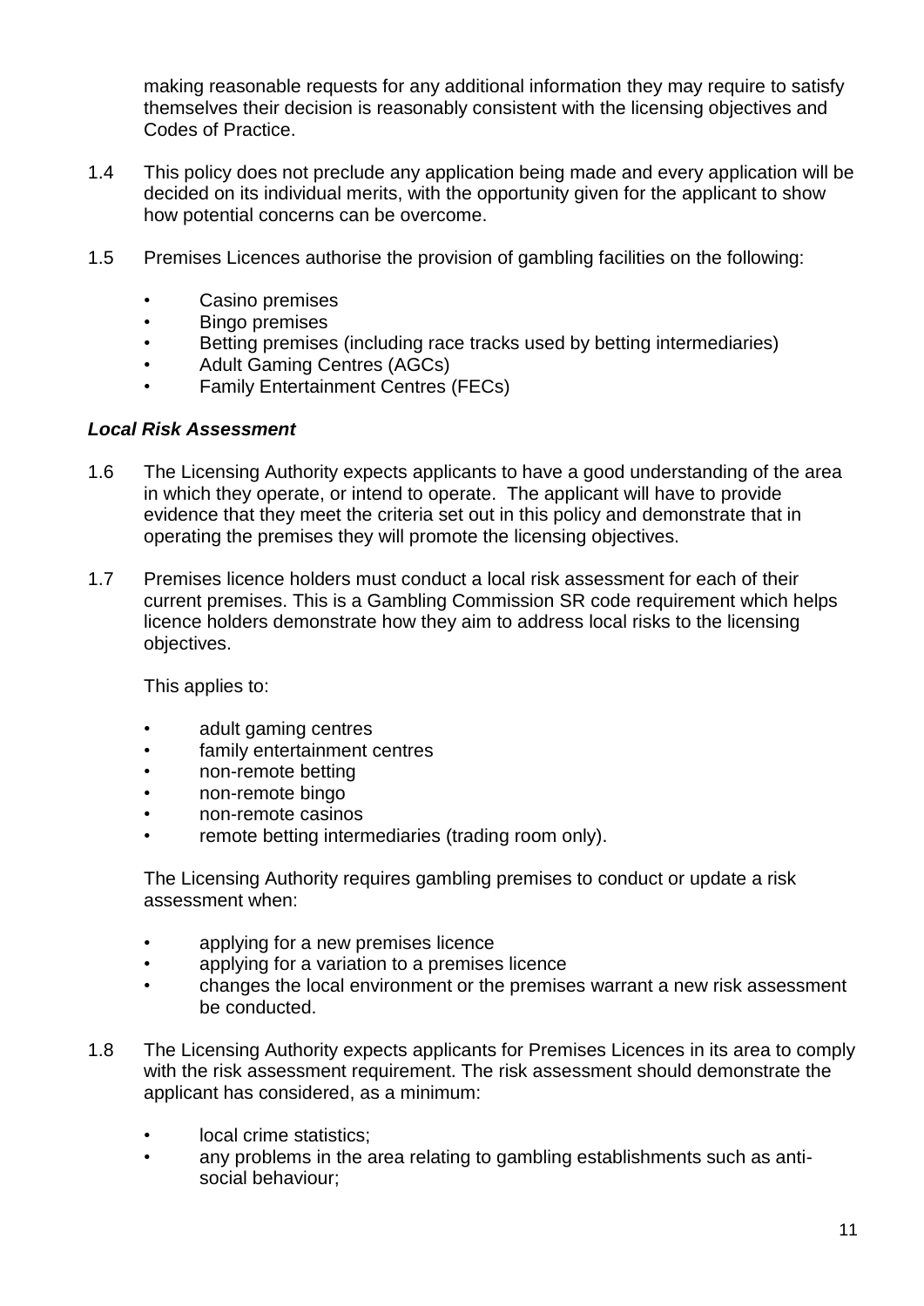making reasonable requests for any additional information they may require to satisfy themselves their decision is reasonably consistent with the licensing objectives and Codes of Practice.

1.4 This policy does not preclude any application being made and every application will be decided on its individual merits, with the opportunity given for the applicant to show how potential concerns can be overcome.

1.5 Premises Licences authorise the provision of gambling facilities on the following:

- Casino premises
- Bingo premises
- Betting premises (including race tracks used by betting intermediaries)
- Adult Gaming Centres (AGCs)
- Family Entertainment Centres (FECs)

***Local Risk Assessment***

1.6 The Licensing Authority expects applicants to have a good understanding of the area in which they operate, or intend to operate. The applicant will have to provide evidence that they meet the criteria set out in this policy and demonstrate that in operating the premises they will promote the licensing objectives.

1.7 Premises licence holders must conduct a local risk assessment for each of their current premises. This is a Gambling Commission SR code requirement which helps licence holders demonstrate how they aim to address local risks to the licensing objectives.

This applies to:

- adult gaming centres
- family entertainment centres
- non-remote betting
- non-remote bingo
- non-remote casinos
- remote betting intermediaries (trading room only).

The Licensing Authority requires gambling premises to conduct or update a risk assessment when:

- applying for a new premises licence
- applying for a variation to a premises licence
- changes the local environment or the premises warrant a new risk assessment be conducted.

1.8 The Licensing Authority expects applicants for Premises Licences in its area to comply with the risk assessment requirement. The risk assessment should demonstrate the applicant has considered, as a minimum:

- local crime statistics;
- any problems in the area relating to gambling establishments such as anti-social behaviour;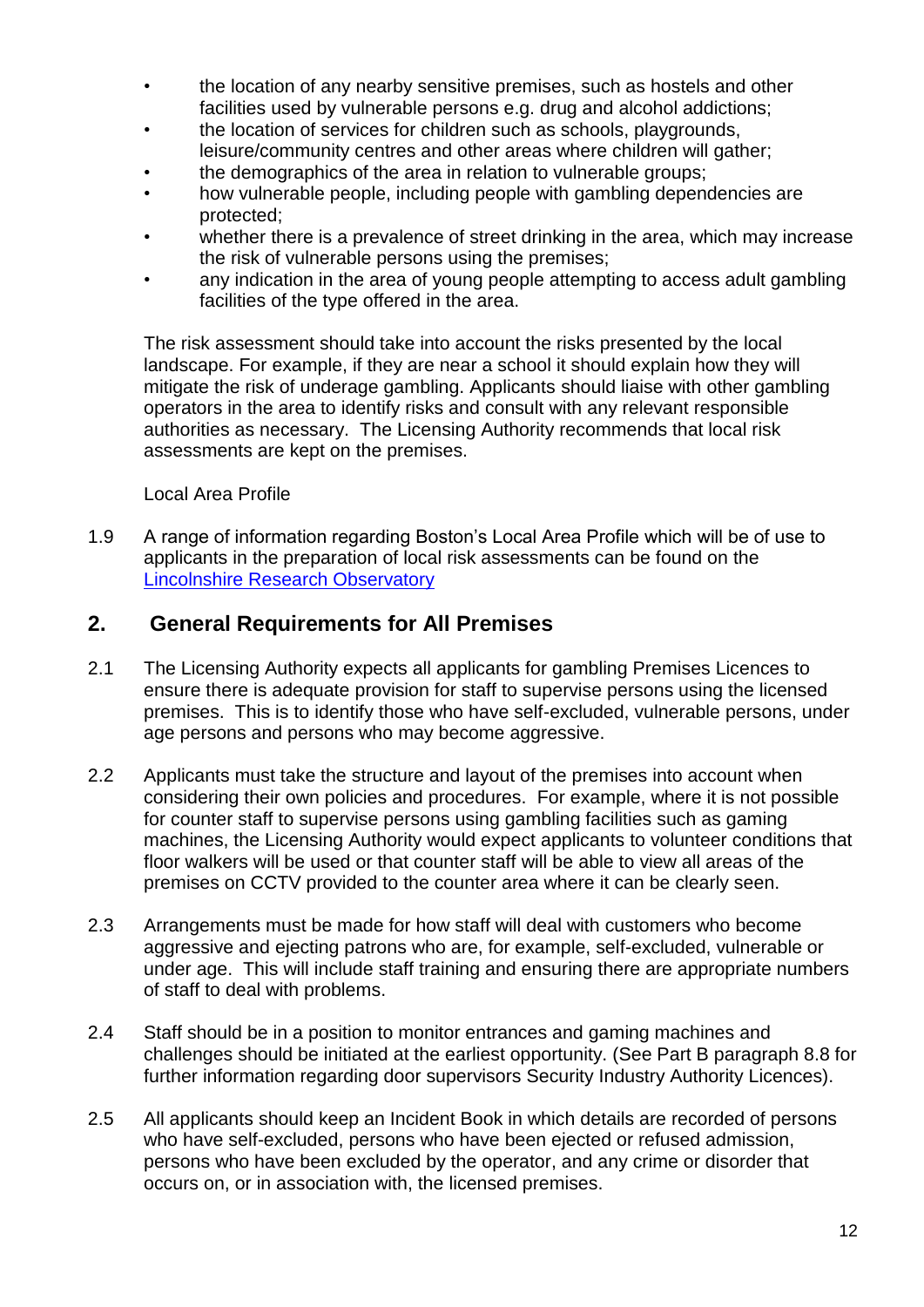- the location of any nearby sensitive premises, such as hostels and other facilities used by vulnerable persons e.g. drug and alcohol addictions;
- the location of services for children such as schools, playgrounds, leisure/community centres and other areas where children will gather;
- the demographics of the area in relation to vulnerable groups;
- how vulnerable people, including people with gambling dependencies are protected;
- whether there is a prevalence of street drinking in the area, which may increase the risk of vulnerable persons using the premises;
- any indication in the area of young people attempting to access adult gambling facilities of the type offered in the area.

The risk assessment should take into account the risks presented by the local landscape. For example, if they are near a school it should explain how they will mitigate the risk of underage gambling. Applicants should liaise with other gambling operators in the area to identify risks and consult with any relevant responsible authorities as necessary. The Licensing Authority recommends that local risk assessments are kept on the premises.

Local Area Profile

1.9 A range of information regarding Boston's Local Area Profile which will be of use to applicants in the preparation of local risk assessments can be found on the [Lincolnshire Research Observatory]

## 2. General Requirements for All Premises

2.1 The Licensing Authority expects all applicants for gambling Premises Licences to ensure there is adequate provision for staff to supervise persons using the licensed premises. This is to identify those who have self-excluded, vulnerable persons, under age persons and persons who may become aggressive.

2.2 Applicants must take the structure and layout of the premises into account when considering their own policies and procedures. For example, where it is not possible for counter staff to supervise persons using gambling facilities such as gaming machines, the Licensing Authority would expect applicants to volunteer conditions that floor walkers will be used or that counter staff will be able to view all areas of the premises on CCTV provided to the counter area where it can be clearly seen.

2.3 Arrangements must be made for how staff will deal with customers who become aggressive and ejecting patrons who are, for example, self-excluded, vulnerable or under age. This will include staff training and ensuring there are appropriate numbers of staff to deal with problems.

2.4 Staff should be in a position to monitor entrances and gaming machines and challenges should be initiated at the earliest opportunity. (See Part B paragraph 8.8 for further information regarding door supervisors Security Industry Authority Licences).

2.5 All applicants should keep an Incident Book in which details are recorded of persons who have self-excluded, persons who have been ejected or refused admission, persons who have been excluded by the operator, and any crime or disorder that occurs on, or in association with, the licensed premises.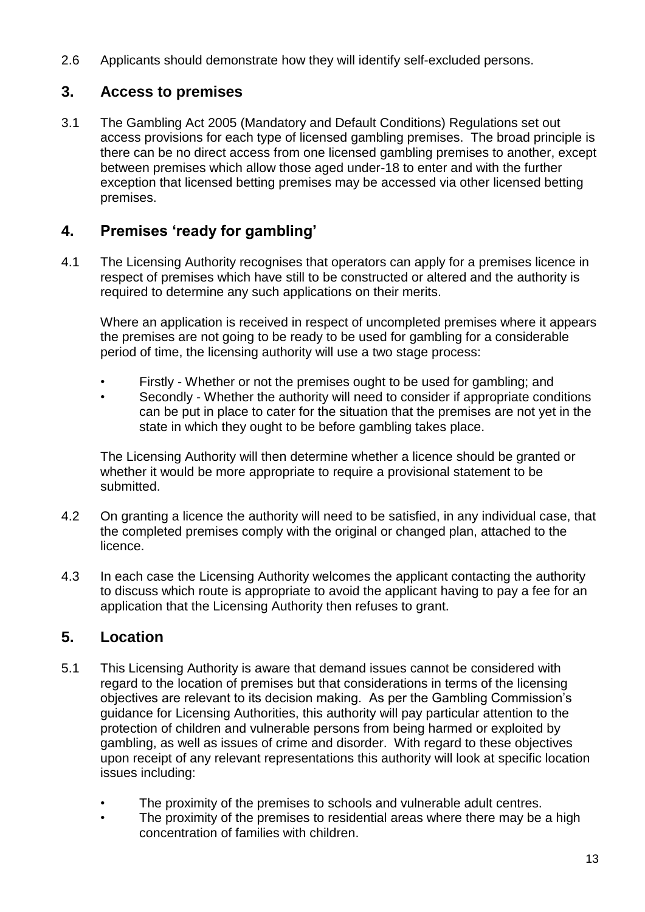2.6 Applicants should demonstrate how they will identify self-excluded persons.

## 3. Access to premises

3.1 The Gambling Act 2005 (Mandatory and Default Conditions) Regulations set out access provisions for each type of licensed gambling premises. The broad principle is there can be no direct access from one licensed gambling premises to another, except between premises which allow those aged under-18 to enter and with the further exception that licensed betting premises may be accessed via other licensed betting premises.

## 4. Premises 'ready for gambling'

4.1 The Licensing Authority recognises that operators can apply for a premises licence in respect of premises which have still to be constructed or altered and the authority is required to determine any such applications on their merits.

Where an application is received in respect of uncompleted premises where it appears the premises are not going to be ready to be used for gambling for a considerable period of time, the licensing authority will use a two stage process:

- Firstly - Whether or not the premises ought to be used for gambling; and
- Secondly - Whether the authority will need to consider if appropriate conditions can be put in place to cater for the situation that the premises are not yet in the state in which they ought to be before gambling takes place.

The Licensing Authority will then determine whether a licence should be granted or whether it would be more appropriate to require a provisional statement to be submitted.

4.2 On granting a licence the authority will need to be satisfied, in any individual case, that the completed premises comply with the original or changed plan, attached to the licence.

4.3 In each case the Licensing Authority welcomes the applicant contacting the authority to discuss which route is appropriate to avoid the applicant having to pay a fee for an application that the Licensing Authority then refuses to grant.

## 5. Location

5.1 This Licensing Authority is aware that demand issues cannot be considered with regard to the location of premises but that considerations in terms of the licensing objectives are relevant to its decision making. As per the Gambling Commission's guidance for Licensing Authorities, this authority will pay particular attention to the protection of children and vulnerable persons from being harmed or exploited by gambling, as well as issues of crime and disorder. With regard to these objectives upon receipt of any relevant representations this authority will look at specific location issues including:

- The proximity of the premises to schools and vulnerable adult centres.
- The proximity of the premises to residential areas where there may be a high concentration of families with children.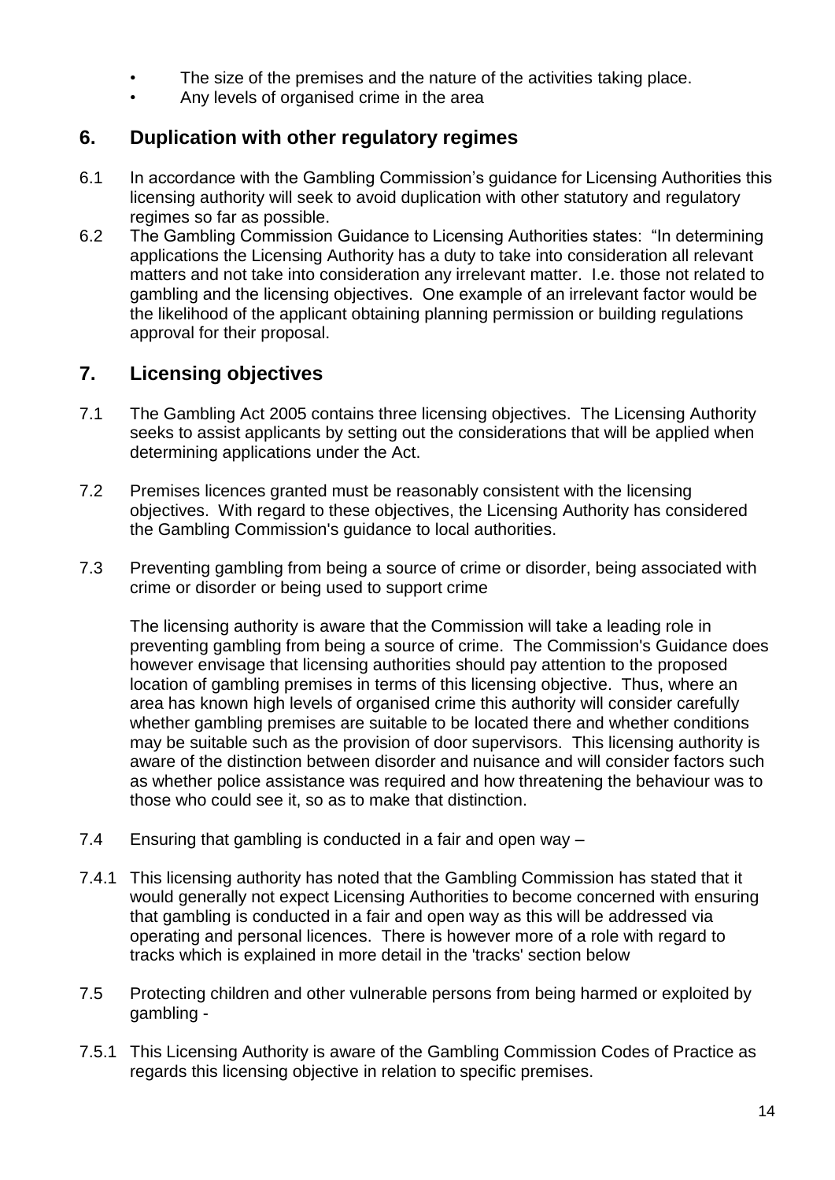- The size of the premises and the nature of the activities taking place.
- Any levels of organised crime in the area

## 6. Duplication with other regulatory regimes

6.1 In accordance with the Gambling Commission's guidance for Licensing Authorities this licensing authority will seek to avoid duplication with other statutory and regulatory regimes so far as possible.

6.2 The Gambling Commission Guidance to Licensing Authorities states: "In determining applications the Licensing Authority has a duty to take into consideration all relevant matters and not take into consideration any irrelevant matter. I.e. those not related to gambling and the licensing objectives. One example of an irrelevant factor would be the likelihood of the applicant obtaining planning permission or building regulations approval for their proposal.

## 7. Licensing objectives

7.1 The Gambling Act 2005 contains three licensing objectives. The Licensing Authority seeks to assist applicants by setting out the considerations that will be applied when determining applications under the Act.

7.2 Premises licences granted must be reasonably consistent with the licensing objectives. With regard to these objectives, the Licensing Authority has considered the Gambling Commission's guidance to local authorities.

7.3 Preventing gambling from being a source of crime or disorder, being associated with crime or disorder or being used to support crime

The licensing authority is aware that the Commission will take a leading role in preventing gambling from being a source of crime. The Commission's Guidance does however envisage that licensing authorities should pay attention to the proposed location of gambling premises in terms of this licensing objective. Thus, where an area has known high levels of organised crime this authority will consider carefully whether gambling premises are suitable to be located there and whether conditions may be suitable such as the provision of door supervisors. This licensing authority is aware of the distinction between disorder and nuisance and will consider factors such as whether police assistance was required and how threatening the behaviour was to those who could see it, so as to make that distinction.

7.4 Ensuring that gambling is conducted in a fair and open way –

7.4.1 This licensing authority has noted that the Gambling Commission has stated that it would generally not expect Licensing Authorities to become concerned with ensuring that gambling is conducted in a fair and open way as this will be addressed via operating and personal licences. There is however more of a role with regard to tracks which is explained in more detail in the 'tracks' section below

7.5 Protecting children and other vulnerable persons from being harmed or exploited by gambling -

7.5.1 This Licensing Authority is aware of the Gambling Commission Codes of Practice as regards this licensing objective in relation to specific premises.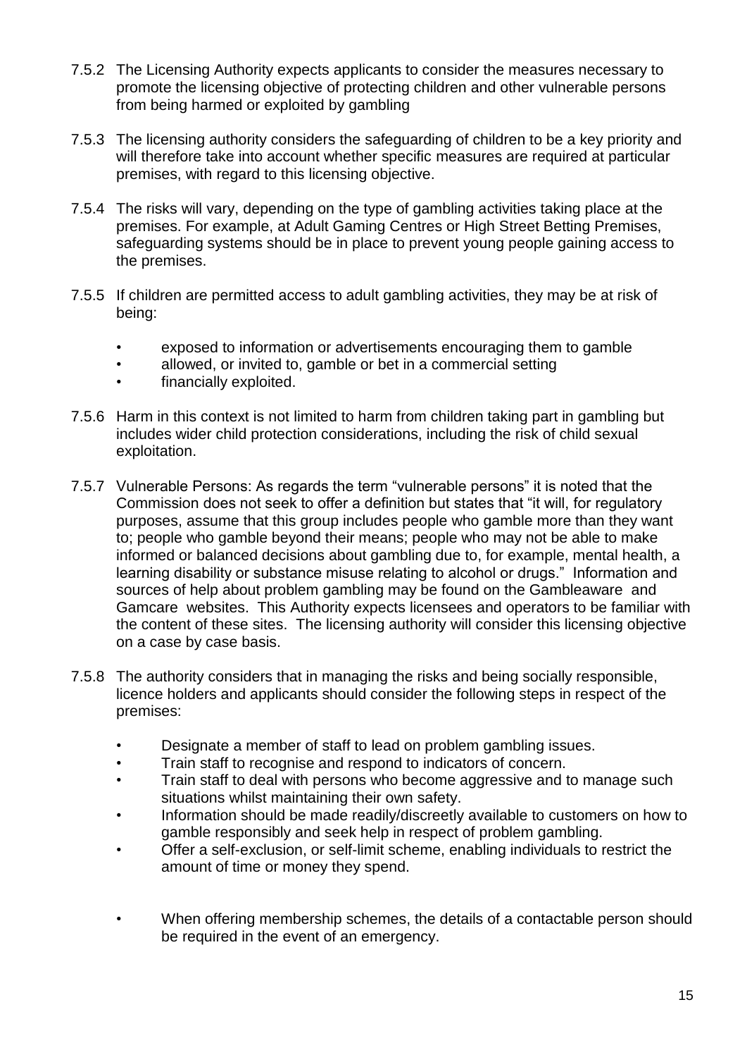7.5.2 The Licensing Authority expects applicants to consider the measures necessary to promote the licensing objective of protecting children and other vulnerable persons from being harmed or exploited by gambling

7.5.3 The licensing authority considers the safeguarding of children to be a key priority and will therefore take into account whether specific measures are required at particular premises, with regard to this licensing objective.

7.5.4 The risks will vary, depending on the type of gambling activities taking place at the premises. For example, at Adult Gaming Centres or High Street Betting Premises, safeguarding systems should be in place to prevent young people gaining access to the premises.

7.5.5 If children are permitted access to adult gambling activities, they may be at risk of being:

- exposed to information or advertisements encouraging them to gamble
- allowed, or invited to, gamble or bet in a commercial setting
- financially exploited.

7.5.6 Harm in this context is not limited to harm from children taking part in gambling but includes wider child protection considerations, including the risk of child sexual exploitation.

7.5.7 Vulnerable Persons: As regards the term "vulnerable persons" it is noted that the Commission does not seek to offer a definition but states that "it will, for regulatory purposes, assume that this group includes people who gamble more than they want to; people who gamble beyond their means; people who may not be able to make informed or balanced decisions about gambling due to, for example, mental health, a learning disability or substance misuse relating to alcohol or drugs." Information and sources of help about problem gambling may be found on the Gambleaware and Gamcare websites. This Authority expects licensees and operators to be familiar with the content of these sites. The licensing authority will consider this licensing objective on a case by case basis.

7.5.8 The authority considers that in managing the risks and being socially responsible, licence holders and applicants should consider the following steps in respect of the premises:

- Designate a member of staff to lead on problem gambling issues.
- Train staff to recognise and respond to indicators of concern.
- Train staff to deal with persons who become aggressive and to manage such situations whilst maintaining their own safety.
- Information should be made readily/discreetly available to customers on how to gamble responsibly and seek help in respect of problem gambling.
- Offer a self-exclusion, or self-limit scheme, enabling individuals to restrict the amount of time or money they spend.
- When offering membership schemes, the details of a contactable person should be required in the event of an emergency.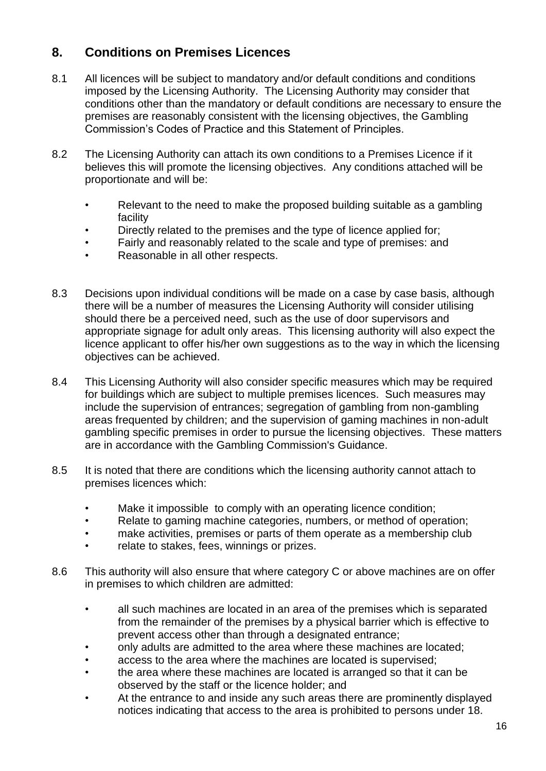## 8. Conditions on Premises Licences

8.1 All licences will be subject to mandatory and/or default conditions and conditions imposed by the Licensing Authority. The Licensing Authority may consider that conditions other than the mandatory or default conditions are necessary to ensure the premises are reasonably consistent with the licensing objectives, the Gambling Commission's Codes of Practice and this Statement of Principles.

8.2 The Licensing Authority can attach its own conditions to a Premises Licence if it believes this will promote the licensing objectives. Any conditions attached will be proportionate and will be:

- Relevant to the need to make the proposed building suitable as a gambling facility
- Directly related to the premises and the type of licence applied for;
- Fairly and reasonably related to the scale and type of premises: and
- Reasonable in all other respects.

8.3 Decisions upon individual conditions will be made on a case by case basis, although there will be a number of measures the Licensing Authority will consider utilising should there be a perceived need, such as the use of door supervisors and appropriate signage for adult only areas. This licensing authority will also expect the licence applicant to offer his/her own suggestions as to the way in which the licensing objectives can be achieved.

8.4 This Licensing Authority will also consider specific measures which may be required for buildings which are subject to multiple premises licences. Such measures may include the supervision of entrances; segregation of gambling from non-gambling areas frequented by children; and the supervision of gaming machines in non-adult gambling specific premises in order to pursue the licensing objectives. These matters are in accordance with the Gambling Commission's Guidance.

8.5 It is noted that there are conditions which the licensing authority cannot attach to premises licences which:

- Make it impossible to comply with an operating licence condition;
- Relate to gaming machine categories, numbers, or method of operation;
- make activities, premises or parts of them operate as a membership club
- relate to stakes, fees, winnings or prizes.

8.6 This authority will also ensure that where category C or above machines are on offer in premises to which children are admitted:

- all such machines are located in an area of the premises which is separated from the remainder of the premises by a physical barrier which is effective to prevent access other than through a designated entrance;
- only adults are admitted to the area where these machines are located;
- access to the area where the machines are located is supervised;
- the area where these machines are located is arranged so that it can be observed by the staff or the licence holder; and
- At the entrance to and inside any such areas there are prominently displayed notices indicating that access to the area is prohibited to persons under 18.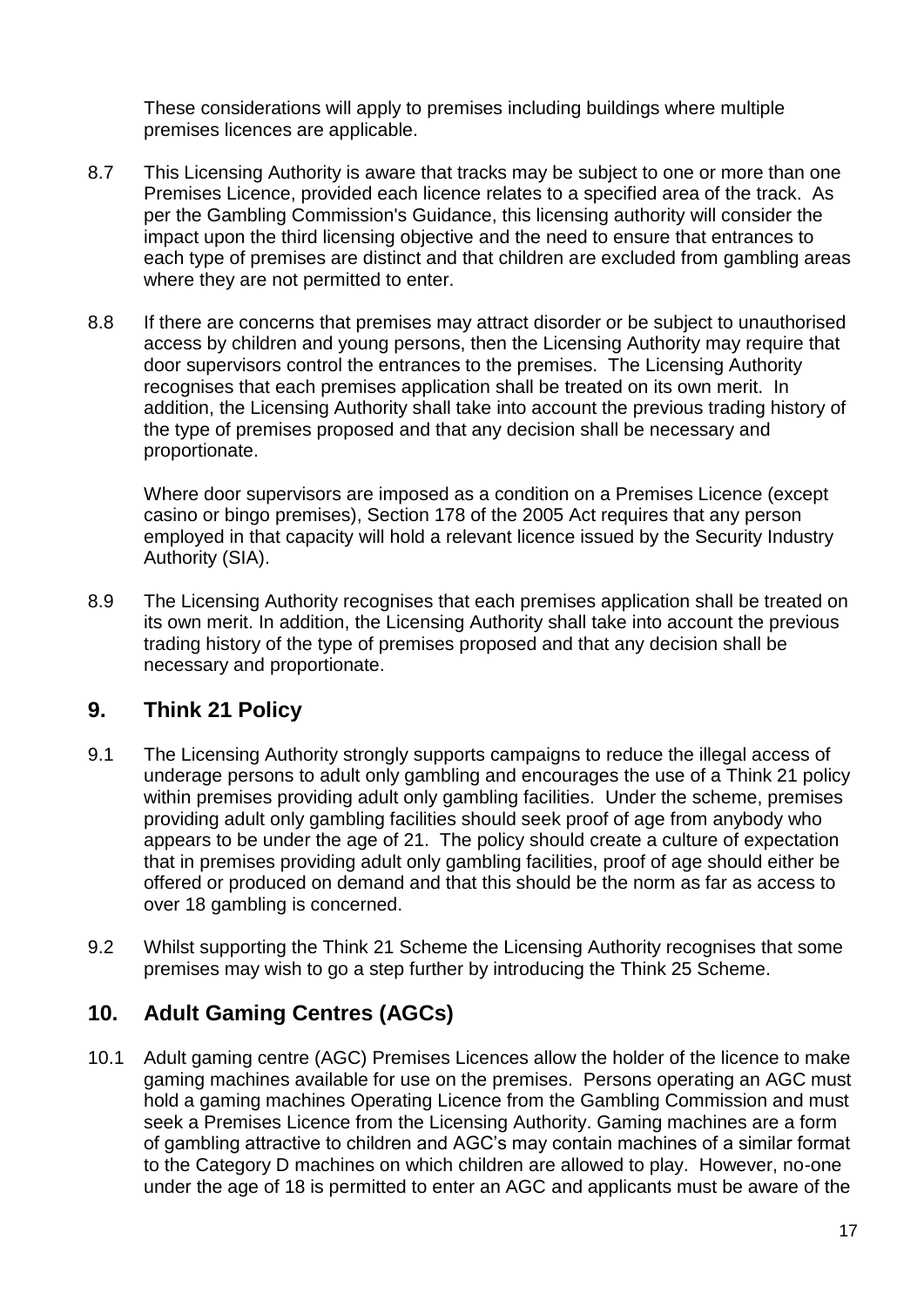These considerations will apply to premises including buildings where multiple premises licences are applicable.

8.7 This Licensing Authority is aware that tracks may be subject to one or more than one Premises Licence, provided each licence relates to a specified area of the track. As per the Gambling Commission's Guidance, this licensing authority will consider the impact upon the third licensing objective and the need to ensure that entrances to each type of premises are distinct and that children are excluded from gambling areas where they are not permitted to enter.

8.8 If there are concerns that premises may attract disorder or be subject to unauthorised access by children and young persons, then the Licensing Authority may require that door supervisors control the entrances to the premises. The Licensing Authority recognises that each premises application shall be treated on its own merit. In addition, the Licensing Authority shall take into account the previous trading history of the type of premises proposed and that any decision shall be necessary and proportionate.

Where door supervisors are imposed as a condition on a Premises Licence (except casino or bingo premises), Section 178 of the 2005 Act requires that any person employed in that capacity will hold a relevant licence issued by the Security Industry Authority (SIA).

8.9 The Licensing Authority recognises that each premises application shall be treated on its own merit. In addition, the Licensing Authority shall take into account the previous trading history of the type of premises proposed and that any decision shall be necessary and proportionate.

## 9. Think 21 Policy

9.1 The Licensing Authority strongly supports campaigns to reduce the illegal access of underage persons to adult only gambling and encourages the use of a Think 21 policy within premises providing adult only gambling facilities. Under the scheme, premises providing adult only gambling facilities should seek proof of age from anybody who appears to be under the age of 21. The policy should create a culture of expectation that in premises providing adult only gambling facilities, proof of age should either be offered or produced on demand and that this should be the norm as far as access to over 18 gambling is concerned.

9.2 Whilst supporting the Think 21 Scheme the Licensing Authority recognises that some premises may wish to go a step further by introducing the Think 25 Scheme.

## 10. Adult Gaming Centres (AGCs)

10.1 Adult gaming centre (AGC) Premises Licences allow the holder of the licence to make gaming machines available for use on the premises. Persons operating an AGC must hold a gaming machines Operating Licence from the Gambling Commission and must seek a Premises Licence from the Licensing Authority. Gaming machines are a form of gambling attractive to children and AGC's may contain machines of a similar format to the Category D machines on which children are allowed to play. However, no-one under the age of 18 is permitted to enter an AGC and applicants must be aware of the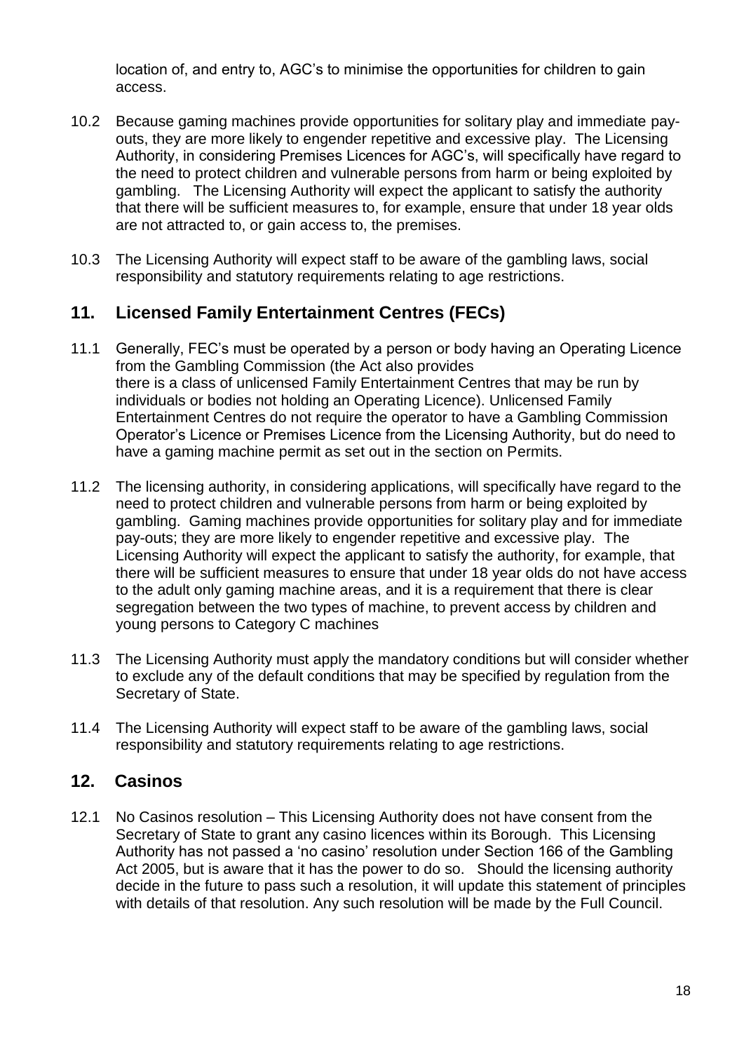location of, and entry to, AGC's to minimise the opportunities for children to gain access.

10.2 Because gaming machines provide opportunities for solitary play and immediate pay-outs, they are more likely to engender repetitive and excessive play. The Licensing Authority, in considering Premises Licences for AGC's, will specifically have regard to the need to protect children and vulnerable persons from harm or being exploited by gambling. The Licensing Authority will expect the applicant to satisfy the authority that there will be sufficient measures to, for example, ensure that under 18 year olds are not attracted to, or gain access to, the premises.

10.3 The Licensing Authority will expect staff to be aware of the gambling laws, social responsibility and statutory requirements relating to age restrictions.

## 11. Licensed Family Entertainment Centres (FECs)

11.1 Generally, FEC's must be operated by a person or body having an Operating Licence from the Gambling Commission (the Act also provides there is a class of unlicensed Family Entertainment Centres that may be run by individuals or bodies not holding an Operating Licence). Unlicensed Family Entertainment Centres do not require the operator to have a Gambling Commission Operator's Licence or Premises Licence from the Licensing Authority, but do need to have a gaming machine permit as set out in the section on Permits.

11.2 The licensing authority, in considering applications, will specifically have regard to the need to protect children and vulnerable persons from harm or being exploited by gambling. Gaming machines provide opportunities for solitary play and for immediate pay-outs; they are more likely to engender repetitive and excessive play. The Licensing Authority will expect the applicant to satisfy the authority, for example, that there will be sufficient measures to ensure that under 18 year olds do not have access to the adult only gaming machine areas, and it is a requirement that there is clear segregation between the two types of machine, to prevent access by children and young persons to Category C machines

11.3 The Licensing Authority must apply the mandatory conditions but will consider whether to exclude any of the default conditions that may be specified by regulation from the Secretary of State.

11.4 The Licensing Authority will expect staff to be aware of the gambling laws, social responsibility and statutory requirements relating to age restrictions.

## 12. Casinos

12.1 No Casinos resolution – This Licensing Authority does not have consent from the Secretary of State to grant any casino licences within its Borough. This Licensing Authority has not passed a 'no casino' resolution under Section 166 of the Gambling Act 2005, but is aware that it has the power to do so. Should the licensing authority decide in the future to pass such a resolution, it will update this statement of principles with details of that resolution. Any such resolution will be made by the Full Council.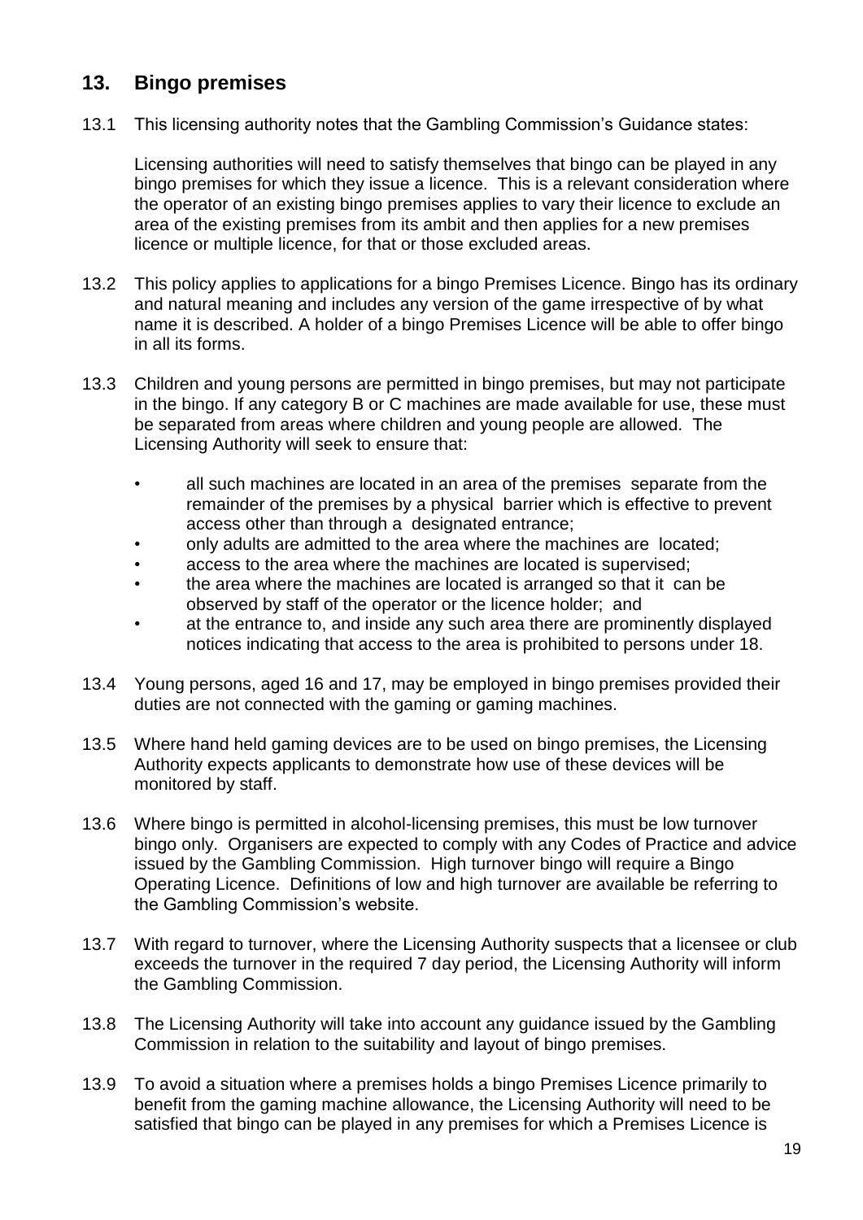## 13. Bingo premises

13.1 This licensing authority notes that the Gambling Commission's Guidance states:

Licensing authorities will need to satisfy themselves that bingo can be played in any bingo premises for which they issue a licence. This is a relevant consideration where the operator of an existing bingo premises applies to vary their licence to exclude an area of the existing premises from its ambit and then applies for a new premises licence or multiple licence, for that or those excluded areas.

13.2 This policy applies to applications for a bingo Premises Licence. Bingo has its ordinary and natural meaning and includes any version of the game irrespective of by what name it is described. A holder of a bingo Premises Licence will be able to offer bingo in all its forms.

13.3 Children and young persons are permitted in bingo premises, but may not participate in the bingo. If any category B or C machines are made available for use, these must be separated from areas where children and young people are allowed. The Licensing Authority will seek to ensure that:

- all such machines are located in an area of the premises separate from the remainder of the premises by a physical barrier which is effective to prevent access other than through a designated entrance;
- only adults are admitted to the area where the machines are located;
- access to the area where the machines are located is supervised;
- the area where the machines are located is arranged so that it can be observed by staff of the operator or the licence holder; and
- at the entrance to, and inside any such area there are prominently displayed notices indicating that access to the area is prohibited to persons under 18.

13.4 Young persons, aged 16 and 17, may be employed in bingo premises provided their duties are not connected with the gaming or gaming machines.

13.5 Where hand held gaming devices are to be used on bingo premises, the Licensing Authority expects applicants to demonstrate how use of these devices will be monitored by staff.

13.6 Where bingo is permitted in alcohol-licensing premises, this must be low turnover bingo only. Organisers are expected to comply with any Codes of Practice and advice issued by the Gambling Commission. High turnover bingo will require a Bingo Operating Licence. Definitions of low and high turnover are available be referring to the Gambling Commission's website.

13.7 With regard to turnover, where the Licensing Authority suspects that a licensee or club exceeds the turnover in the required 7 day period, the Licensing Authority will inform the Gambling Commission.

13.8 The Licensing Authority will take into account any guidance issued by the Gambling Commission in relation to the suitability and layout of bingo premises.

13.9 To avoid a situation where a premises holds a bingo Premises Licence primarily to benefit from the gaming machine allowance, the Licensing Authority will need to be satisfied that bingo can be played in any premises for which a Premises Licence is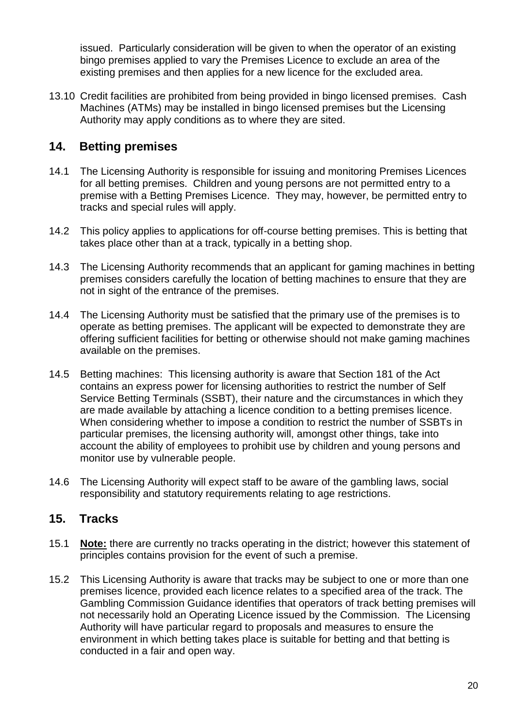issued. Particularly consideration will be given to when the operator of an existing bingo premises applied to vary the Premises Licence to exclude an area of the existing premises and then applies for a new licence for the excluded area.

13.10 Credit facilities are prohibited from being provided in bingo licensed premises. Cash Machines (ATMs) may be installed in bingo licensed premises but the Licensing Authority may apply conditions as to where they are sited.

## 14. Betting premises

14.1 The Licensing Authority is responsible for issuing and monitoring Premises Licences for all betting premises. Children and young persons are not permitted entry to a premise with a Betting Premises Licence. They may, however, be permitted entry to tracks and special rules will apply.

14.2 This policy applies to applications for off-course betting premises. This is betting that takes place other than at a track, typically in a betting shop.

14.3 The Licensing Authority recommends that an applicant for gaming machines in betting premises considers carefully the location of betting machines to ensure that they are not in sight of the entrance of the premises.

14.4 The Licensing Authority must be satisfied that the primary use of the premises is to operate as betting premises. The applicant will be expected to demonstrate they are offering sufficient facilities for betting or otherwise should not make gaming machines available on the premises.

14.5 Betting machines: This licensing authority is aware that Section 181 of the Act contains an express power for licensing authorities to restrict the number of Self Service Betting Terminals (SSBT), their nature and the circumstances in which they are made available by attaching a licence condition to a betting premises licence. When considering whether to impose a condition to restrict the number of SSBTs in particular premises, the licensing authority will, amongst other things, take into account the ability of employees to prohibit use by children and young persons and monitor use by vulnerable people.

14.6 The Licensing Authority will expect staff to be aware of the gambling laws, social responsibility and statutory requirements relating to age restrictions.

## 15. Tracks

15.1 **Note:** there are currently no tracks operating in the district; however this statement of principles contains provision for the event of such a premise.

15.2 This Licensing Authority is aware that tracks may be subject to one or more than one premises licence, provided each licence relates to a specified area of the track. The Gambling Commission Guidance identifies that operators of track betting premises will not necessarily hold an Operating Licence issued by the Commission. The Licensing Authority will have particular regard to proposals and measures to ensure the environment in which betting takes place is suitable for betting and that betting is conducted in a fair and open way.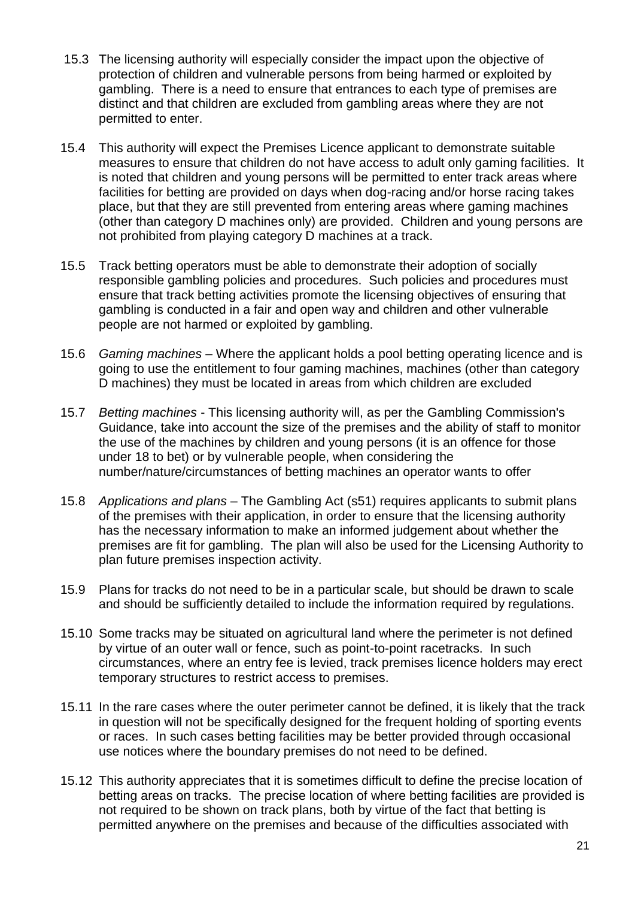15.3 The licensing authority will especially consider the impact upon the objective of protection of children and vulnerable persons from being harmed or exploited by gambling. There is a need to ensure that entrances to each type of premises are distinct and that children are excluded from gambling areas where they are not permitted to enter.

15.4 This authority will expect the Premises Licence applicant to demonstrate suitable measures to ensure that children do not have access to adult only gaming facilities. It is noted that children and young persons will be permitted to enter track areas where facilities for betting are provided on days when dog-racing and/or horse racing takes place, but that they are still prevented from entering areas where gaming machines (other than category D machines only) are provided. Children and young persons are not prohibited from playing category D machines at a track.

15.5 Track betting operators must be able to demonstrate their adoption of socially responsible gambling policies and procedures. Such policies and procedures must ensure that track betting activities promote the licensing objectives of ensuring that gambling is conducted in a fair and open way and children and other vulnerable people are not harmed or exploited by gambling.

15.6 *Gaming machines* – Where the applicant holds a pool betting operating licence and is going to use the entitlement to four gaming machines, machines (other than category D machines) they must be located in areas from which children are excluded

15.7 *Betting machines* - This licensing authority will, as per the Gambling Commission's Guidance, take into account the size of the premises and the ability of staff to monitor the use of the machines by children and young persons (it is an offence for those under 18 to bet) or by vulnerable people, when considering the number/nature/circumstances of betting machines an operator wants to offer

15.8 *Applications and plans* – The Gambling Act (s51) requires applicants to submit plans of the premises with their application, in order to ensure that the licensing authority has the necessary information to make an informed judgement about whether the premises are fit for gambling. The plan will also be used for the Licensing Authority to plan future premises inspection activity.

15.9 Plans for tracks do not need to be in a particular scale, but should be drawn to scale and should be sufficiently detailed to include the information required by regulations.

15.10 Some tracks may be situated on agricultural land where the perimeter is not defined by virtue of an outer wall or fence, such as point-to-point racetracks. In such circumstances, where an entry fee is levied, track premises licence holders may erect temporary structures to restrict access to premises.

15.11 In the rare cases where the outer perimeter cannot be defined, it is likely that the track in question will not be specifically designed for the frequent holding of sporting events or races. In such cases betting facilities may be better provided through occasional use notices where the boundary premises do not need to be defined.

15.12 This authority appreciates that it is sometimes difficult to define the precise location of betting areas on tracks. The precise location of where betting facilities are provided is not required to be shown on track plans, both by virtue of the fact that betting is permitted anywhere on the premises and because of the difficulties associated with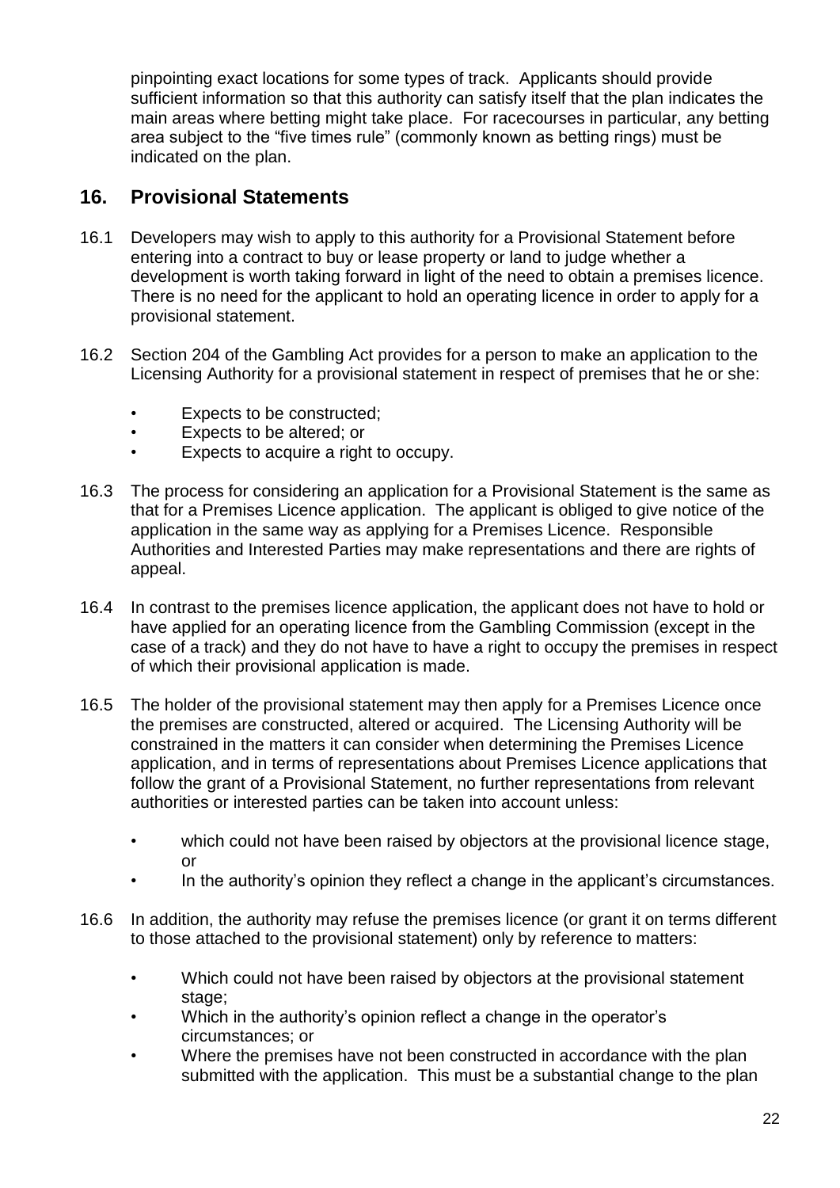pinpointing exact locations for some types of track. Applicants should provide sufficient information so that this authority can satisfy itself that the plan indicates the main areas where betting might take place. For racecourses in particular, any betting area subject to the "five times rule" (commonly known as betting rings) must be indicated on the plan.

## 16. Provisional Statements

16.1 Developers may wish to apply to this authority for a Provisional Statement before entering into a contract to buy or lease property or land to judge whether a development is worth taking forward in light of the need to obtain a premises licence. There is no need for the applicant to hold an operating licence in order to apply for a provisional statement.

16.2 Section 204 of the Gambling Act provides for a person to make an application to the Licensing Authority for a provisional statement in respect of premises that he or she:

- Expects to be constructed;
- Expects to be altered; or
- Expects to acquire a right to occupy.

16.3 The process for considering an application for a Provisional Statement is the same as that for a Premises Licence application. The applicant is obliged to give notice of the application in the same way as applying for a Premises Licence. Responsible Authorities and Interested Parties may make representations and there are rights of appeal.

16.4 In contrast to the premises licence application, the applicant does not have to hold or have applied for an operating licence from the Gambling Commission (except in the case of a track) and they do not have to have a right to occupy the premises in respect of which their provisional application is made.

16.5 The holder of the provisional statement may then apply for a Premises Licence once the premises are constructed, altered or acquired. The Licensing Authority will be constrained in the matters it can consider when determining the Premises Licence application, and in terms of representations about Premises Licence applications that follow the grant of a Provisional Statement, no further representations from relevant authorities or interested parties can be taken into account unless:

- which could not have been raised by objectors at the provisional licence stage, or
- In the authority's opinion they reflect a change in the applicant's circumstances.

16.6 In addition, the authority may refuse the premises licence (or grant it on terms different to those attached to the provisional statement) only by reference to matters:

- Which could not have been raised by objectors at the provisional statement stage;
- Which in the authority's opinion reflect a change in the operator's circumstances; or
- Where the premises have not been constructed in accordance with the plan submitted with the application. This must be a substantial change to the plan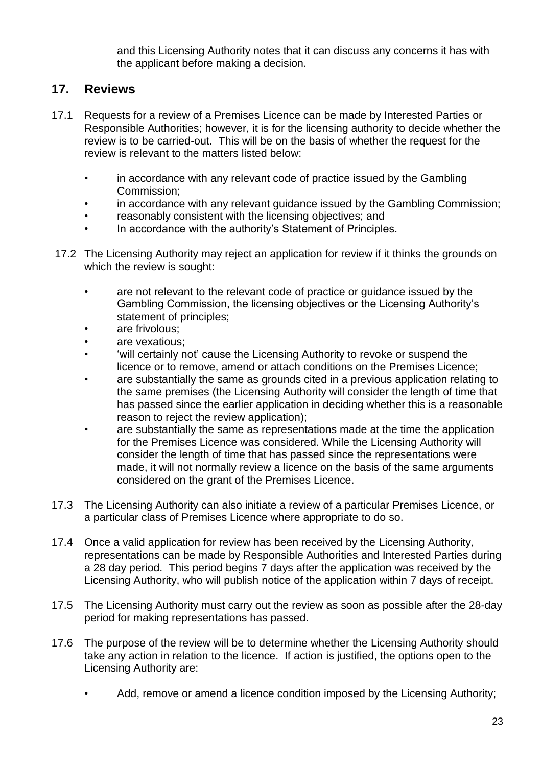and this Licensing Authority notes that it can discuss any concerns it has with the applicant before making a decision.

## 17. Reviews

17.1 Requests for a review of a Premises Licence can be made by Interested Parties or Responsible Authorities; however, it is for the licensing authority to decide whether the review is to be carried-out. This will be on the basis of whether the request for the review is relevant to the matters listed below:

- in accordance with any relevant code of practice issued by the Gambling Commission;
- in accordance with any relevant guidance issued by the Gambling Commission;
- reasonably consistent with the licensing objectives; and
- In accordance with the authority's Statement of Principles.

17.2 The Licensing Authority may reject an application for review if it thinks the grounds on which the review is sought:

- are not relevant to the relevant code of practice or guidance issued by the Gambling Commission, the licensing objectives or the Licensing Authority's statement of principles;
- are frivolous;
- are vexatious;
- 'will certainly not' cause the Licensing Authority to revoke or suspend the licence or to remove, amend or attach conditions on the Premises Licence;
- are substantially the same as grounds cited in a previous application relating to the same premises (the Licensing Authority will consider the length of time that has passed since the earlier application in deciding whether this is a reasonable reason to reject the review application);
- are substantially the same as representations made at the time the application for the Premises Licence was considered. While the Licensing Authority will consider the length of time that has passed since the representations were made, it will not normally review a licence on the basis of the same arguments considered on the grant of the Premises Licence.

17.3 The Licensing Authority can also initiate a review of a particular Premises Licence, or a particular class of Premises Licence where appropriate to do so.

17.4 Once a valid application for review has been received by the Licensing Authority, representations can be made by Responsible Authorities and Interested Parties during a 28 day period. This period begins 7 days after the application was received by the Licensing Authority, who will publish notice of the application within 7 days of receipt.

17.5 The Licensing Authority must carry out the review as soon as possible after the 28-day period for making representations has passed.

17.6 The purpose of the review will be to determine whether the Licensing Authority should take any action in relation to the licence. If action is justified, the options open to the Licensing Authority are:

- Add, remove or amend a licence condition imposed by the Licensing Authority;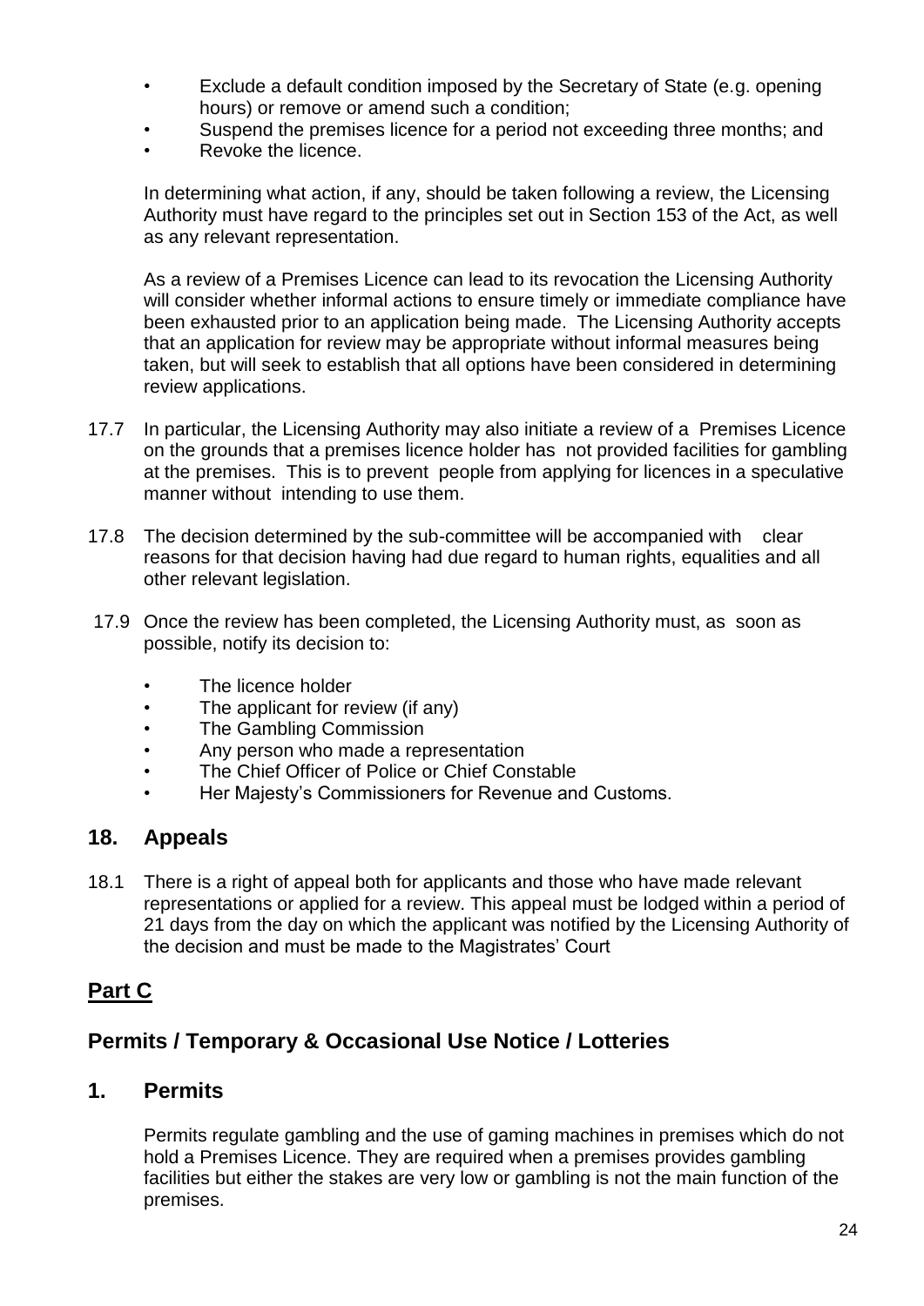- Exclude a default condition imposed by the Secretary of State (e.g. opening hours) or remove or amend such a condition;
- Suspend the premises licence for a period not exceeding three months; and
- Revoke the licence.

In determining what action, if any, should be taken following a review, the Licensing Authority must have regard to the principles set out in Section 153 of the Act, as well as any relevant representation.

As a review of a Premises Licence can lead to its revocation the Licensing Authority will consider whether informal actions to ensure timely or immediate compliance have been exhausted prior to an application being made. The Licensing Authority accepts that an application for review may be appropriate without informal measures being taken, but will seek to establish that all options have been considered in determining review applications.

17.7 In particular, the Licensing Authority may also initiate a review of a Premises Licence on the grounds that a premises licence holder has not provided facilities for gambling at the premises. This is to prevent people from applying for licences in a speculative manner without intending to use them.

17.8 The decision determined by the sub-committee will be accompanied with clear reasons for that decision having had due regard to human rights, equalities and all other relevant legislation.

17.9 Once the review has been completed, the Licensing Authority must, as soon as possible, notify its decision to:

- The licence holder
- The applicant for review (if any)
- The Gambling Commission
- Any person who made a representation
- The Chief Officer of Police or Chief Constable
- Her Majesty's Commissioners for Revenue and Customs.

## 18. Appeals

18.1 There is a right of appeal both for applicants and those who have made relevant representations or applied for a review. This appeal must be lodged within a period of 21 days from the day on which the applicant was notified by the Licensing Authority of the decision and must be made to the Magistrates' Court

# <u>Part C</u>

## Permits / Temporary & Occasional Use Notice / Lotteries

## 1. Permits

Permits regulate gambling and the use of gaming machines in premises which do not hold a Premises Licence. They are required when a premises provides gambling facilities but either the stakes are very low or gambling is not the main function of the premises.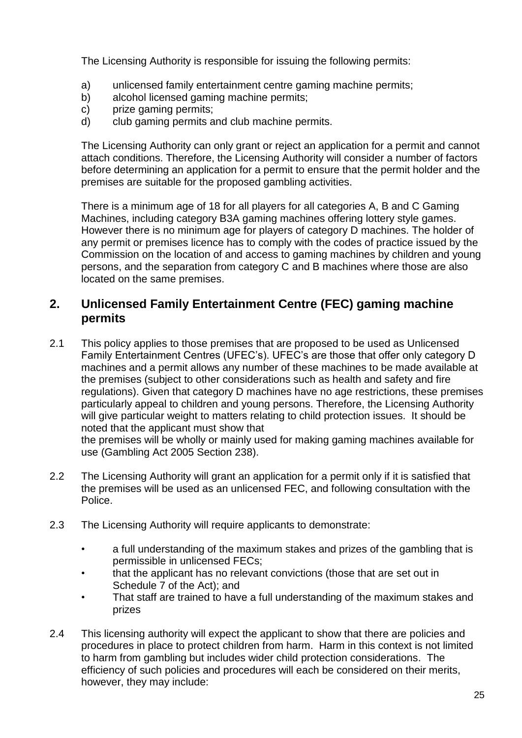The Licensing Authority is responsible for issuing the following permits:

a) unlicensed family entertainment centre gaming machine permits;
b) alcohol licensed gaming machine permits;
c) prize gaming permits;
d) club gaming permits and club machine permits.

The Licensing Authority can only grant or reject an application for a permit and cannot attach conditions. Therefore, the Licensing Authority will consider a number of factors before determining an application for a permit to ensure that the permit holder and the premises are suitable for the proposed gambling activities.

There is a minimum age of 18 for all players for all categories A, B and C Gaming Machines, including category B3A gaming machines offering lottery style games. However there is no minimum age for players of category D machines. The holder of any permit or premises licence has to comply with the codes of practice issued by the Commission on the location of and access to gaming machines by children and young persons, and the separation from category C and B machines where those are also located on the same premises.

## 2. Unlicensed Family Entertainment Centre (FEC) gaming machine permits

2.1 This policy applies to those premises that are proposed to be used as Unlicensed Family Entertainment Centres (UFEC's). UFEC's are those that offer only category D machines and a permit allows any number of these machines to be made available at the premises (subject to other considerations such as health and safety and fire regulations). Given that category D machines have no age restrictions, these premises particularly appeal to children and young persons. Therefore, the Licensing Authority will give particular weight to matters relating to child protection issues. It should be noted that the applicant must show that the premises will be wholly or mainly used for making gaming machines available for use (Gambling Act 2005 Section 238).

2.2 The Licensing Authority will grant an application for a permit only if it is satisfied that the premises will be used as an unlicensed FEC, and following consultation with the Police.

2.3 The Licensing Authority will require applicants to demonstrate:

- a full understanding of the maximum stakes and prizes of the gambling that is permissible in unlicensed FECs;
- that the applicant has no relevant convictions (those that are set out in Schedule 7 of the Act); and
- That staff are trained to have a full understanding of the maximum stakes and prizes

2.4 This licensing authority will expect the applicant to show that there are policies and procedures in place to protect children from harm. Harm in this context is not limited to harm from gambling but includes wider child protection considerations. The efficiency of such policies and procedures will each be considered on their merits, however, they may include: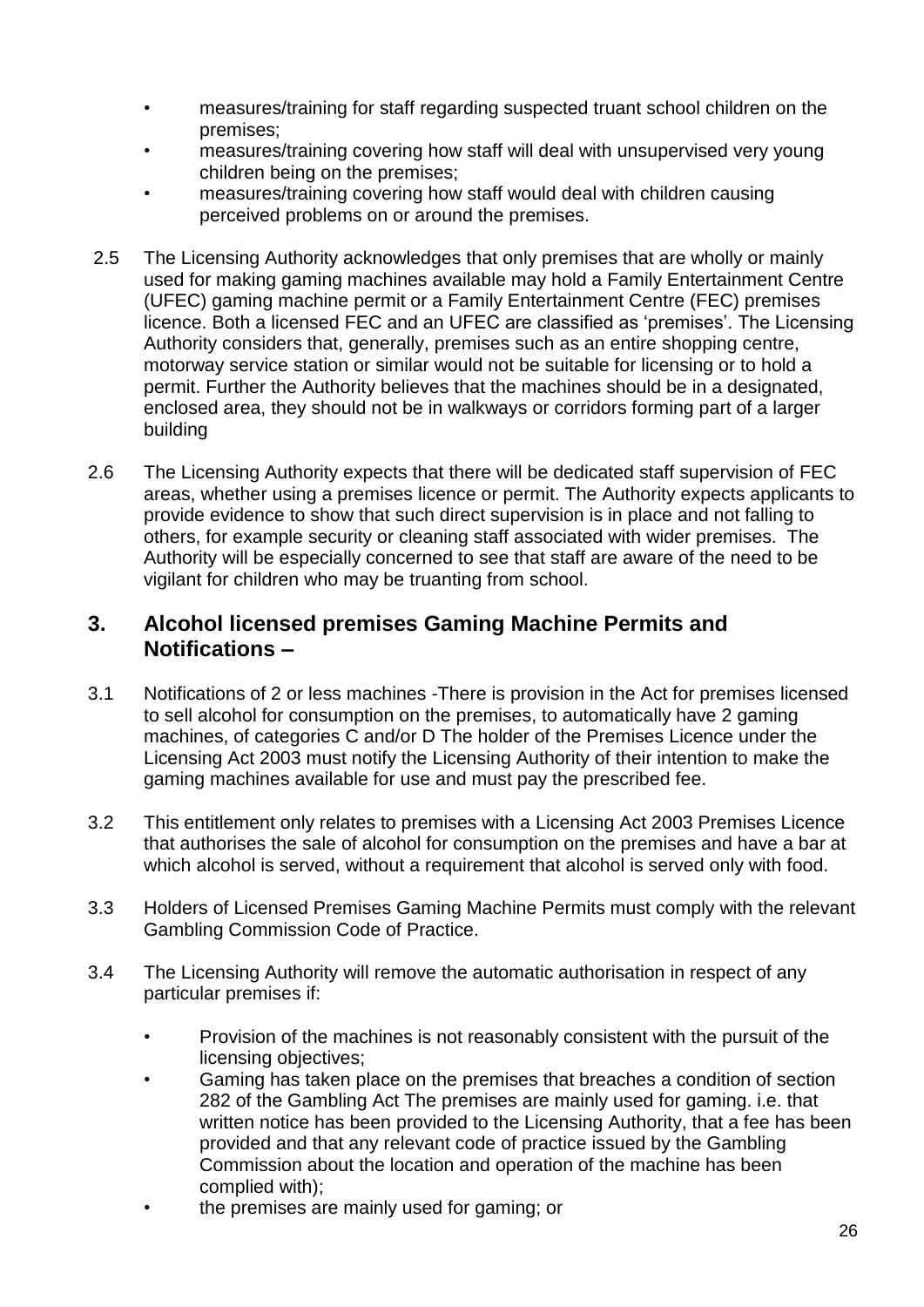- measures/training for staff regarding suspected truant school children on the premises;
- measures/training covering how staff will deal with unsupervised very young children being on the premises;
- measures/training covering how staff would deal with children causing perceived problems on or around the premises.

2.5 The Licensing Authority acknowledges that only premises that are wholly or mainly used for making gaming machines available may hold a Family Entertainment Centre (UFEC) gaming machine permit or a Family Entertainment Centre (FEC) premises licence. Both a licensed FEC and an UFEC are classified as 'premises'. The Licensing Authority considers that, generally, premises such as an entire shopping centre, motorway service station or similar would not be suitable for licensing or to hold a permit. Further the Authority believes that the machines should be in a designated, enclosed area, they should not be in walkways or corridors forming part of a larger building

2.6 The Licensing Authority expects that there will be dedicated staff supervision of FEC areas, whether using a premises licence or permit. The Authority expects applicants to provide evidence to show that such direct supervision is in place and not falling to others, for example security or cleaning staff associated with wider premises. The Authority will be especially concerned to see that staff are aware of the need to be vigilant for children who may be truanting from school.

## 3. Alcohol licensed premises Gaming Machine Permits and Notifications –

3.1 Notifications of 2 or less machines -There is provision in the Act for premises licensed to sell alcohol for consumption on the premises, to automatically have 2 gaming machines, of categories C and/or D The holder of the Premises Licence under the Licensing Act 2003 must notify the Licensing Authority of their intention to make the gaming machines available for use and must pay the prescribed fee.

3.2 This entitlement only relates to premises with a Licensing Act 2003 Premises Licence that authorises the sale of alcohol for consumption on the premises and have a bar at which alcohol is served, without a requirement that alcohol is served only with food.

3.3 Holders of Licensed Premises Gaming Machine Permits must comply with the relevant Gambling Commission Code of Practice.

3.4 The Licensing Authority will remove the automatic authorisation in respect of any particular premises if:

- Provision of the machines is not reasonably consistent with the pursuit of the licensing objectives;
- Gaming has taken place on the premises that breaches a condition of section 282 of the Gambling Act The premises are mainly used for gaming. i.e. that written notice has been provided to the Licensing Authority, that a fee has been provided and that any relevant code of practice issued by the Gambling Commission about the location and operation of the machine has been complied with);
- the premises are mainly used for gaming; or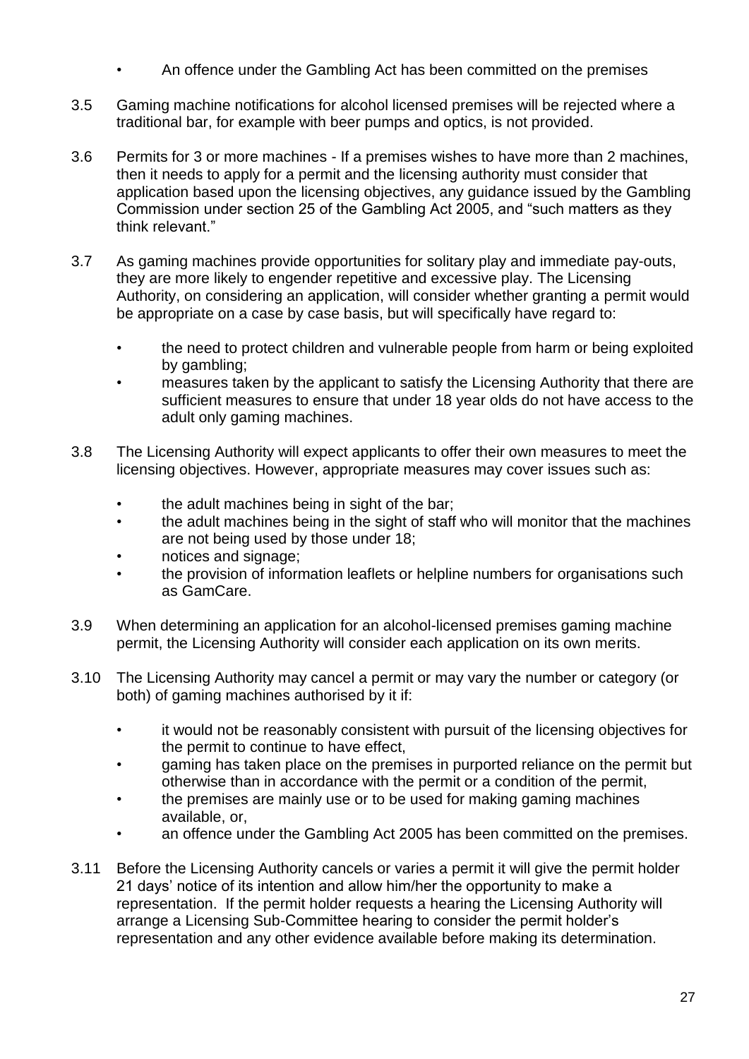- An offence under the Gambling Act has been committed on the premises

3.5 Gaming machine notifications for alcohol licensed premises will be rejected where a traditional bar, for example with beer pumps and optics, is not provided.

3.6 Permits for 3 or more machines - If a premises wishes to have more than 2 machines, then it needs to apply for a permit and the licensing authority must consider that application based upon the licensing objectives, any guidance issued by the Gambling Commission under section 25 of the Gambling Act 2005, and "such matters as they think relevant."

3.7 As gaming machines provide opportunities for solitary play and immediate pay-outs, they are more likely to engender repetitive and excessive play. The Licensing Authority, on considering an application, will consider whether granting a permit would be appropriate on a case by case basis, but will specifically have regard to:

- the need to protect children and vulnerable people from harm or being exploited by gambling;
- measures taken by the applicant to satisfy the Licensing Authority that there are sufficient measures to ensure that under 18 year olds do not have access to the adult only gaming machines.

3.8 The Licensing Authority will expect applicants to offer their own measures to meet the licensing objectives. However, appropriate measures may cover issues such as:

- the adult machines being in sight of the bar;
- the adult machines being in the sight of staff who will monitor that the machines are not being used by those under 18;
- notices and signage;
- the provision of information leaflets or helpline numbers for organisations such as GamCare.

3.9 When determining an application for an alcohol-licensed premises gaming machine permit, the Licensing Authority will consider each application on its own merits.

3.10 The Licensing Authority may cancel a permit or may vary the number or category (or both) of gaming machines authorised by it if:

- it would not be reasonably consistent with pursuit of the licensing objectives for the permit to continue to have effect,
- gaming has taken place on the premises in purported reliance on the permit but otherwise than in accordance with the permit or a condition of the permit,
- the premises are mainly use or to be used for making gaming machines available, or,
- an offence under the Gambling Act 2005 has been committed on the premises.

3.11 Before the Licensing Authority cancels or varies a permit it will give the permit holder 21 days' notice of its intention and allow him/her the opportunity to make a representation. If the permit holder requests a hearing the Licensing Authority will arrange a Licensing Sub-Committee hearing to consider the permit holder's representation and any other evidence available before making its determination.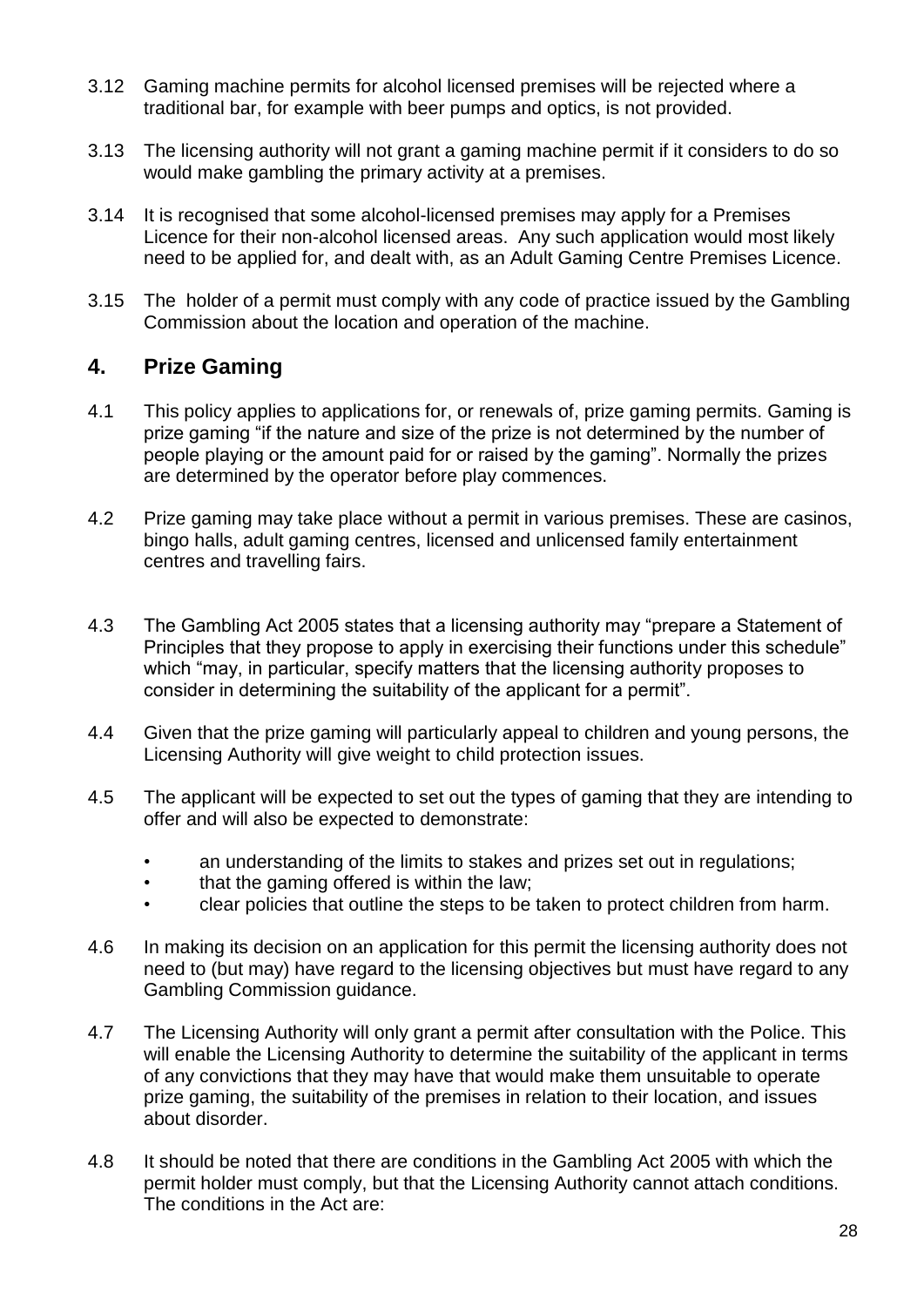3.12 Gaming machine permits for alcohol licensed premises will be rejected where a traditional bar, for example with beer pumps and optics, is not provided.

3.13 The licensing authority will not grant a gaming machine permit if it considers to do so would make gambling the primary activity at a premises.

3.14 It is recognised that some alcohol-licensed premises may apply for a Premises Licence for their non-alcohol licensed areas. Any such application would most likely need to be applied for, and dealt with, as an Adult Gaming Centre Premises Licence.

3.15 The holder of a permit must comply with any code of practice issued by the Gambling Commission about the location and operation of the machine.

## 4. Prize Gaming

4.1 This policy applies to applications for, or renewals of, prize gaming permits. Gaming is prize gaming "if the nature and size of the prize is not determined by the number of people playing or the amount paid for or raised by the gaming". Normally the prizes are determined by the operator before play commences.

4.2 Prize gaming may take place without a permit in various premises. These are casinos, bingo halls, adult gaming centres, licensed and unlicensed family entertainment centres and travelling fairs.

4.3 The Gambling Act 2005 states that a licensing authority may "prepare a Statement of Principles that they propose to apply in exercising their functions under this schedule" which "may, in particular, specify matters that the licensing authority proposes to consider in determining the suitability of the applicant for a permit".

4.4 Given that the prize gaming will particularly appeal to children and young persons, the Licensing Authority will give weight to child protection issues.

4.5 The applicant will be expected to set out the types of gaming that they are intending to offer and will also be expected to demonstrate:

- an understanding of the limits to stakes and prizes set out in regulations;
- that the gaming offered is within the law;
- clear policies that outline the steps to be taken to protect children from harm.

4.6 In making its decision on an application for this permit the licensing authority does not need to (but may) have regard to the licensing objectives but must have regard to any Gambling Commission guidance.

4.7 The Licensing Authority will only grant a permit after consultation with the Police. This will enable the Licensing Authority to determine the suitability of the applicant in terms of any convictions that they may have that would make them unsuitable to operate prize gaming, the suitability of the premises in relation to their location, and issues about disorder.

4.8 It should be noted that there are conditions in the Gambling Act 2005 with which the permit holder must comply, but that the Licensing Authority cannot attach conditions. The conditions in the Act are: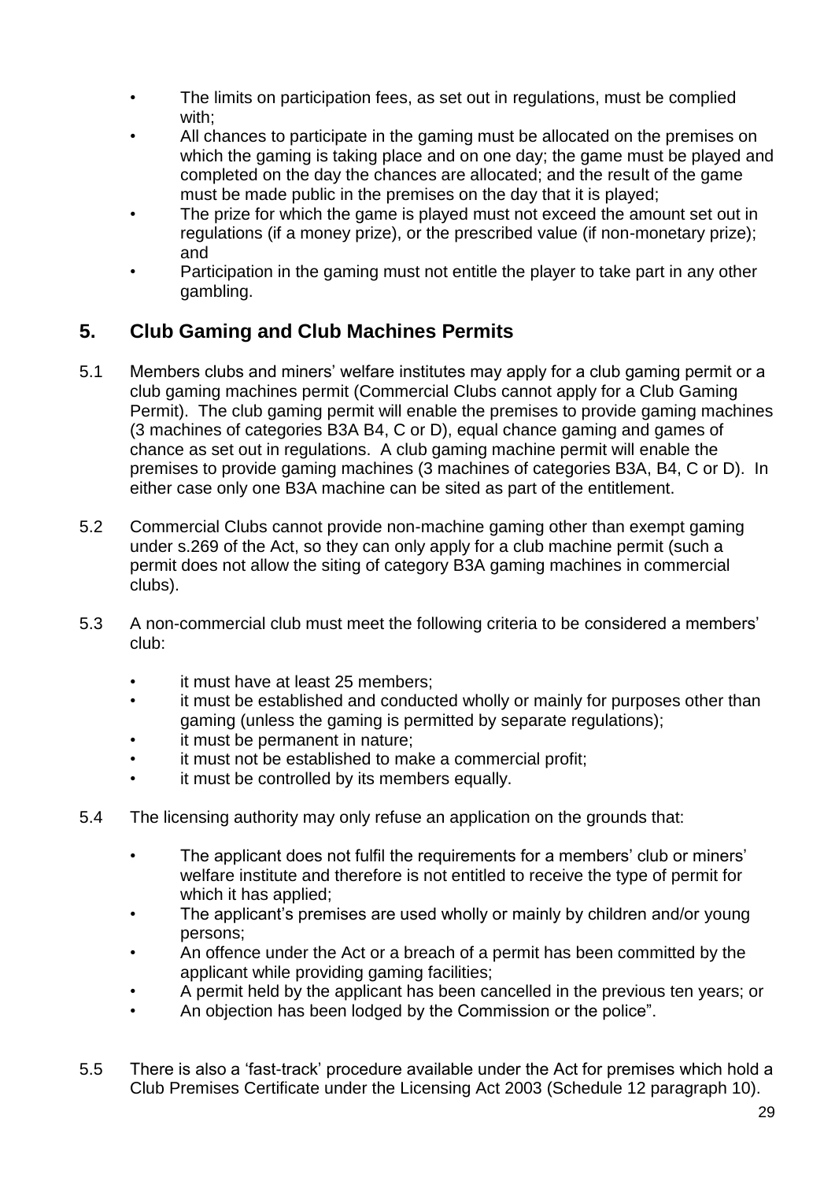- The limits on participation fees, as set out in regulations, must be complied with;
- All chances to participate in the gaming must be allocated on the premises on which the gaming is taking place and on one day; the game must be played and completed on the day the chances are allocated; and the result of the game must be made public in the premises on the day that it is played;
- The prize for which the game is played must not exceed the amount set out in regulations (if a money prize), or the prescribed value (if non-monetary prize); and
- Participation in the gaming must not entitle the player to take part in any other gambling.

## 5. Club Gaming and Club Machines Permits

5.1 Members clubs and miners' welfare institutes may apply for a club gaming permit or a club gaming machines permit (Commercial Clubs cannot apply for a Club Gaming Permit). The club gaming permit will enable the premises to provide gaming machines (3 machines of categories B3A B4, C or D), equal chance gaming and games of chance as set out in regulations. A club gaming machine permit will enable the premises to provide gaming machines (3 machines of categories B3A, B4, C or D). In either case only one B3A machine can be sited as part of the entitlement.

5.2 Commercial Clubs cannot provide non-machine gaming other than exempt gaming under s.269 of the Act, so they can only apply for a club machine permit (such a permit does not allow the siting of category B3A gaming machines in commercial clubs).

5.3 A non-commercial club must meet the following criteria to be considered a members' club:

- it must have at least 25 members;
- it must be established and conducted wholly or mainly for purposes other than gaming (unless the gaming is permitted by separate regulations);
- it must be permanent in nature;
- it must not be established to make a commercial profit;
- it must be controlled by its members equally.

5.4 The licensing authority may only refuse an application on the grounds that:

- The applicant does not fulfil the requirements for a members' club or miners' welfare institute and therefore is not entitled to receive the type of permit for which it has applied;
- The applicant's premises are used wholly or mainly by children and/or young persons;
- An offence under the Act or a breach of a permit has been committed by the applicant while providing gaming facilities;
- A permit held by the applicant has been cancelled in the previous ten years; or
- An objection has been lodged by the Commission or the police".

5.5 There is also a 'fast-track' procedure available under the Act for premises which hold a Club Premises Certificate under the Licensing Act 2003 (Schedule 12 paragraph 10).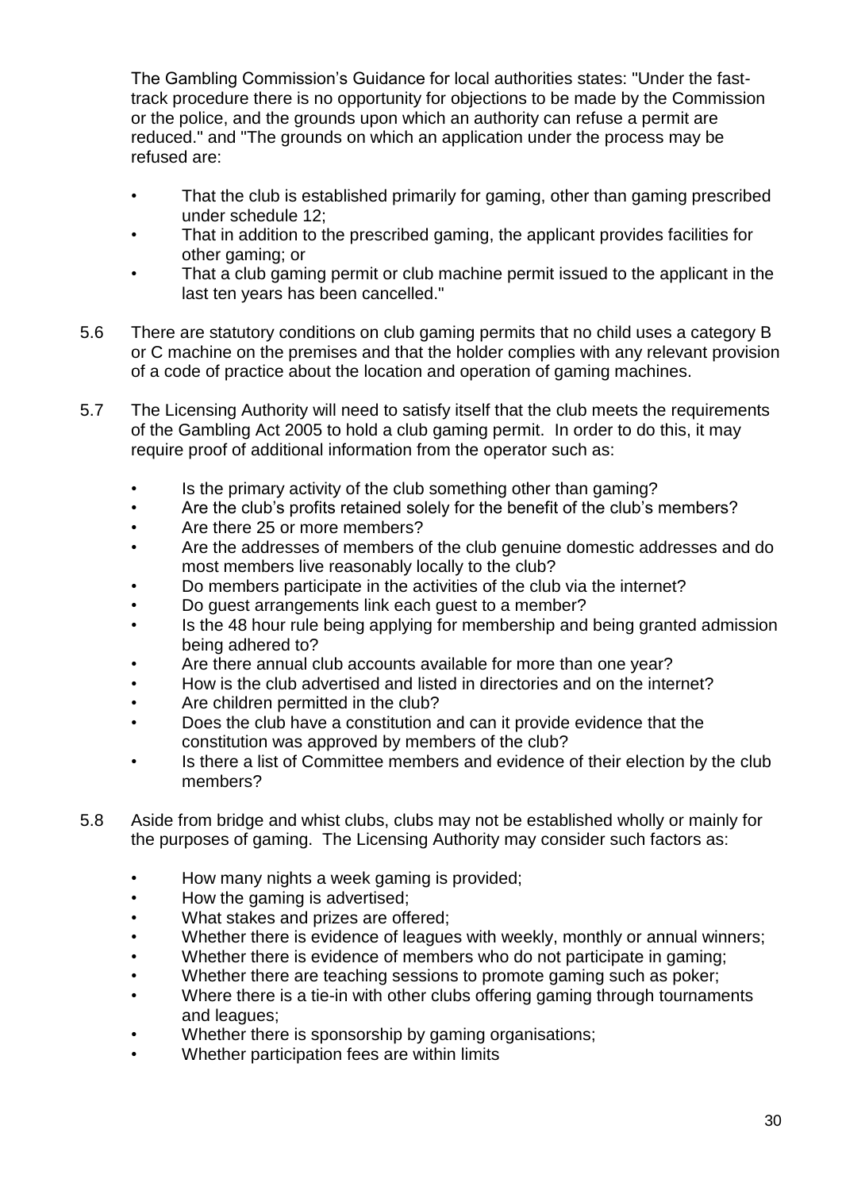The Gambling Commission's Guidance for local authorities states: "Under the fast-track procedure there is no opportunity for objections to be made by the Commission or the police, and the grounds upon which an authority can refuse a permit are reduced." and "The grounds on which an application under the process may be refused are:

- That the club is established primarily for gaming, other than gaming prescribed under schedule 12;
- That in addition to the prescribed gaming, the applicant provides facilities for other gaming; or
- That a club gaming permit or club machine permit issued to the applicant in the last ten years has been cancelled."

5.6 There are statutory conditions on club gaming permits that no child uses a category B or C machine on the premises and that the holder complies with any relevant provision of a code of practice about the location and operation of gaming machines.

5.7 The Licensing Authority will need to satisfy itself that the club meets the requirements of the Gambling Act 2005 to hold a club gaming permit. In order to do this, it may require proof of additional information from the operator such as:

- Is the primary activity of the club something other than gaming?
- Are the club's profits retained solely for the benefit of the club's members?
- Are there 25 or more members?
- Are the addresses of members of the club genuine domestic addresses and do most members live reasonably locally to the club?
- Do members participate in the activities of the club via the internet?
- Do guest arrangements link each guest to a member?
- Is the 48 hour rule being applying for membership and being granted admission being adhered to?
- Are there annual club accounts available for more than one year?
- How is the club advertised and listed in directories and on the internet?
- Are children permitted in the club?
- Does the club have a constitution and can it provide evidence that the constitution was approved by members of the club?
- Is there a list of Committee members and evidence of their election by the club members?

5.8 Aside from bridge and whist clubs, clubs may not be established wholly or mainly for the purposes of gaming. The Licensing Authority may consider such factors as:

- How many nights a week gaming is provided;
- How the gaming is advertised;
- What stakes and prizes are offered;
- Whether there is evidence of leagues with weekly, monthly or annual winners;
- Whether there is evidence of members who do not participate in gaming;
- Whether there are teaching sessions to promote gaming such as poker;
- Where there is a tie-in with other clubs offering gaming through tournaments and leagues;
- Whether there is sponsorship by gaming organisations;
- Whether participation fees are within limits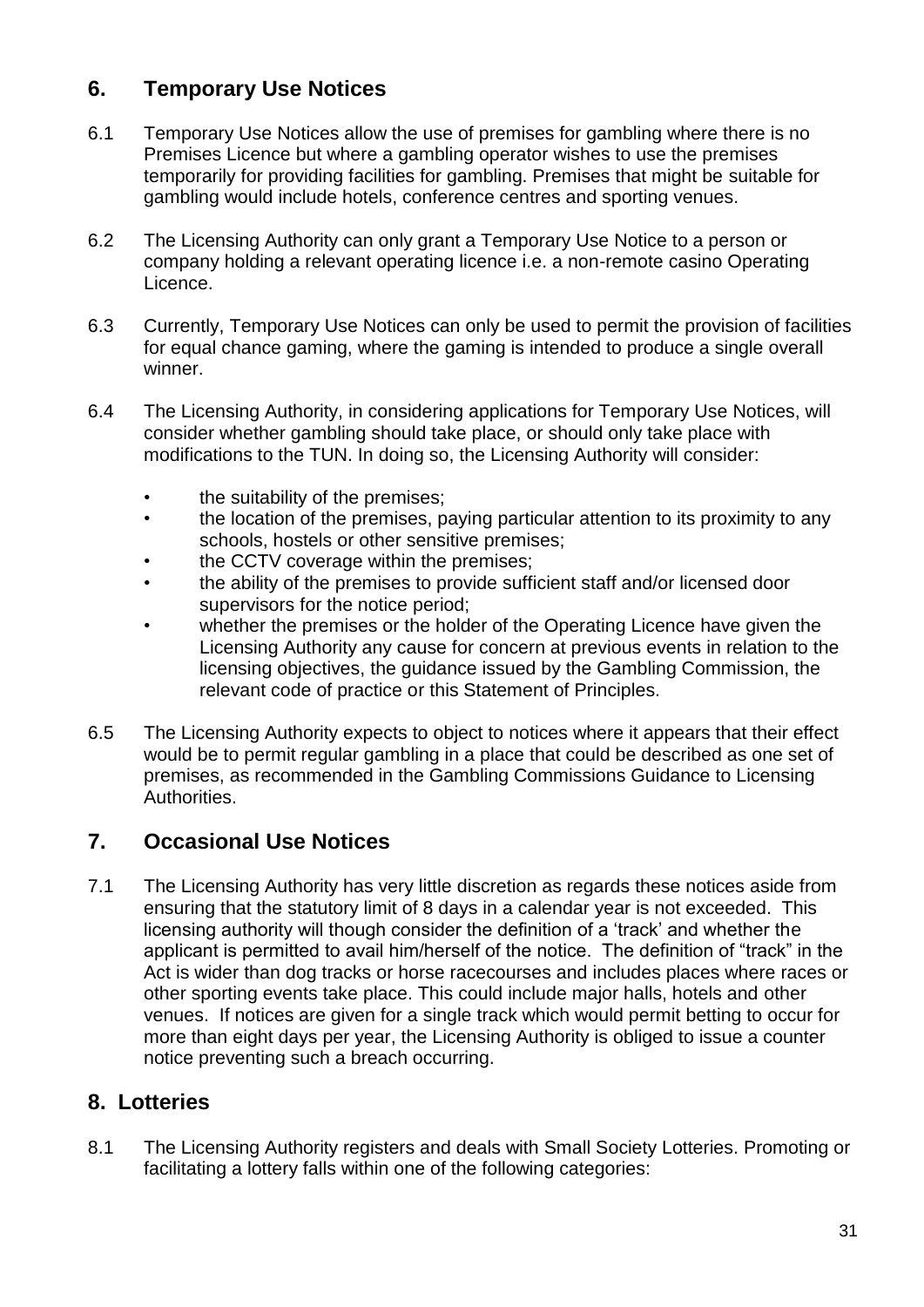## 6. Temporary Use Notices

6.1 Temporary Use Notices allow the use of premises for gambling where there is no Premises Licence but where a gambling operator wishes to use the premises temporarily for providing facilities for gambling. Premises that might be suitable for gambling would include hotels, conference centres and sporting venues.

6.2 The Licensing Authority can only grant a Temporary Use Notice to a person or company holding a relevant operating licence i.e. a non-remote casino Operating Licence.

6.3 Currently, Temporary Use Notices can only be used to permit the provision of facilities for equal chance gaming, where the gaming is intended to produce a single overall winner.

6.4 The Licensing Authority, in considering applications for Temporary Use Notices, will consider whether gambling should take place, or should only take place with modifications to the TUN. In doing so, the Licensing Authority will consider:

- the suitability of the premises;
- the location of the premises, paying particular attention to its proximity to any schools, hostels or other sensitive premises;
- the CCTV coverage within the premises;
- the ability of the premises to provide sufficient staff and/or licensed door supervisors for the notice period;
- whether the premises or the holder of the Operating Licence have given the Licensing Authority any cause for concern at previous events in relation to the licensing objectives, the guidance issued by the Gambling Commission, the relevant code of practice or this Statement of Principles.

6.5 The Licensing Authority expects to object to notices where it appears that their effect would be to permit regular gambling in a place that could be described as one set of premises, as recommended in the Gambling Commissions Guidance to Licensing Authorities.

## 7. Occasional Use Notices

7.1 The Licensing Authority has very little discretion as regards these notices aside from ensuring that the statutory limit of 8 days in a calendar year is not exceeded. This licensing authority will though consider the definition of a 'track' and whether the applicant is permitted to avail him/herself of the notice. The definition of "track" in the Act is wider than dog tracks or horse racecourses and includes places where races or other sporting events take place. This could include major halls, hotels and other venues. If notices are given for a single track which would permit betting to occur for more than eight days per year, the Licensing Authority is obliged to issue a counter notice preventing such a breach occurring.

## 8. Lotteries

8.1 The Licensing Authority registers and deals with Small Society Lotteries. Promoting or facilitating a lottery falls within one of the following categories: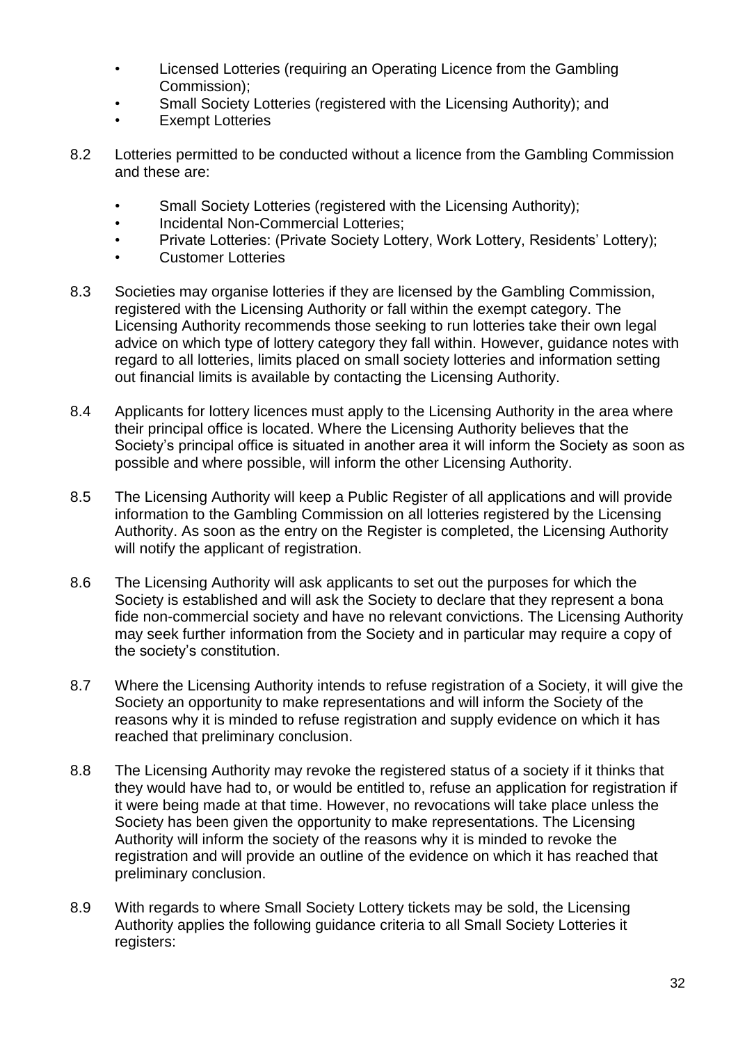- Licensed Lotteries (requiring an Operating Licence from the Gambling Commission);
- Small Society Lotteries (registered with the Licensing Authority); and
- Exempt Lotteries

8.2 Lotteries permitted to be conducted without a licence from the Gambling Commission and these are:

- Small Society Lotteries (registered with the Licensing Authority);
- Incidental Non-Commercial Lotteries;
- Private Lotteries: (Private Society Lottery, Work Lottery, Residents' Lottery);
- Customer Lotteries

8.3 Societies may organise lotteries if they are licensed by the Gambling Commission, registered with the Licensing Authority or fall within the exempt category. The Licensing Authority recommends those seeking to run lotteries take their own legal advice on which type of lottery category they fall within. However, guidance notes with regard to all lotteries, limits placed on small society lotteries and information setting out financial limits is available by contacting the Licensing Authority.

8.4 Applicants for lottery licences must apply to the Licensing Authority in the area where their principal office is located. Where the Licensing Authority believes that the Society's principal office is situated in another area it will inform the Society as soon as possible and where possible, will inform the other Licensing Authority.

8.5 The Licensing Authority will keep a Public Register of all applications and will provide information to the Gambling Commission on all lotteries registered by the Licensing Authority. As soon as the entry on the Register is completed, the Licensing Authority will notify the applicant of registration.

8.6 The Licensing Authority will ask applicants to set out the purposes for which the Society is established and will ask the Society to declare that they represent a bona fide non-commercial society and have no relevant convictions. The Licensing Authority may seek further information from the Society and in particular may require a copy of the society's constitution.

8.7 Where the Licensing Authority intends to refuse registration of a Society, it will give the Society an opportunity to make representations and will inform the Society of the reasons why it is minded to refuse registration and supply evidence on which it has reached that preliminary conclusion.

8.8 The Licensing Authority may revoke the registered status of a society if it thinks that they would have had to, or would be entitled to, refuse an application for registration if it were being made at that time. However, no revocations will take place unless the Society has been given the opportunity to make representations. The Licensing Authority will inform the society of the reasons why it is minded to revoke the registration and will provide an outline of the evidence on which it has reached that preliminary conclusion.

8.9 With regards to where Small Society Lottery tickets may be sold, the Licensing Authority applies the following guidance criteria to all Small Society Lotteries it registers: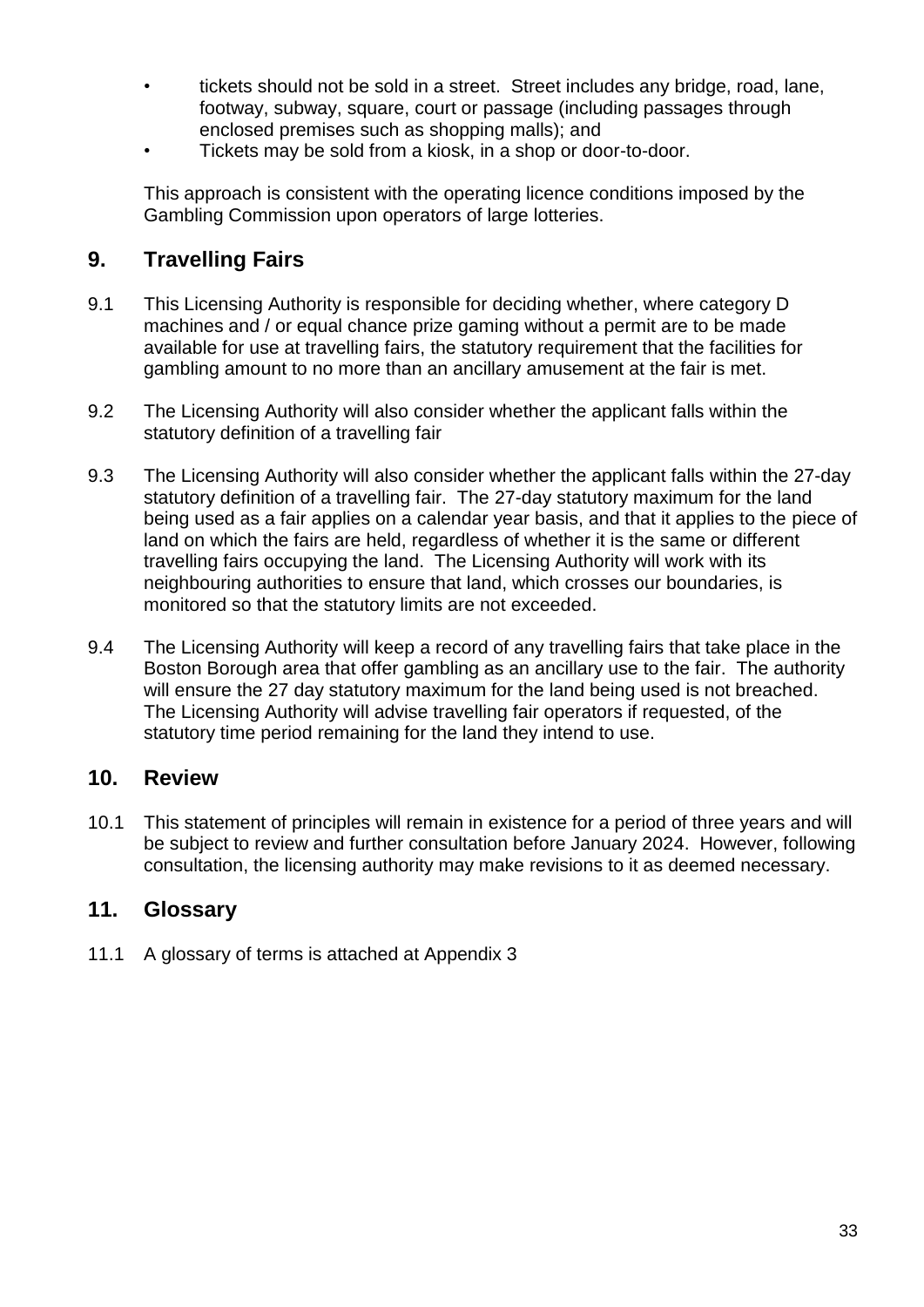- tickets should not be sold in a street. Street includes any bridge, road, lane, footway, subway, square, court or passage (including passages through enclosed premises such as shopping malls); and
- Tickets may be sold from a kiosk, in a shop or door-to-door.

This approach is consistent with the operating licence conditions imposed by the Gambling Commission upon operators of large lotteries.

## 9. Travelling Fairs

9.1 This Licensing Authority is responsible for deciding whether, where category D machines and / or equal chance prize gaming without a permit are to be made available for use at travelling fairs, the statutory requirement that the facilities for gambling amount to no more than an ancillary amusement at the fair is met.

9.2 The Licensing Authority will also consider whether the applicant falls within the statutory definition of a travelling fair

9.3 The Licensing Authority will also consider whether the applicant falls within the 27-day statutory definition of a travelling fair. The 27-day statutory maximum for the land being used as a fair applies on a calendar year basis, and that it applies to the piece of land on which the fairs are held, regardless of whether it is the same or different travelling fairs occupying the land. The Licensing Authority will work with its neighbouring authorities to ensure that land, which crosses our boundaries, is monitored so that the statutory limits are not exceeded.

9.4 The Licensing Authority will keep a record of any travelling fairs that take place in the Boston Borough area that offer gambling as an ancillary use to the fair. The authority will ensure the 27 day statutory maximum for the land being used is not breached. The Licensing Authority will advise travelling fair operators if requested, of the statutory time period remaining for the land they intend to use.

## 10. Review

10.1 This statement of principles will remain in existence for a period of three years and will be subject to review and further consultation before January 2024. However, following consultation, the licensing authority may make revisions to it as deemed necessary.

## 11. Glossary

11.1 A glossary of terms is attached at Appendix 3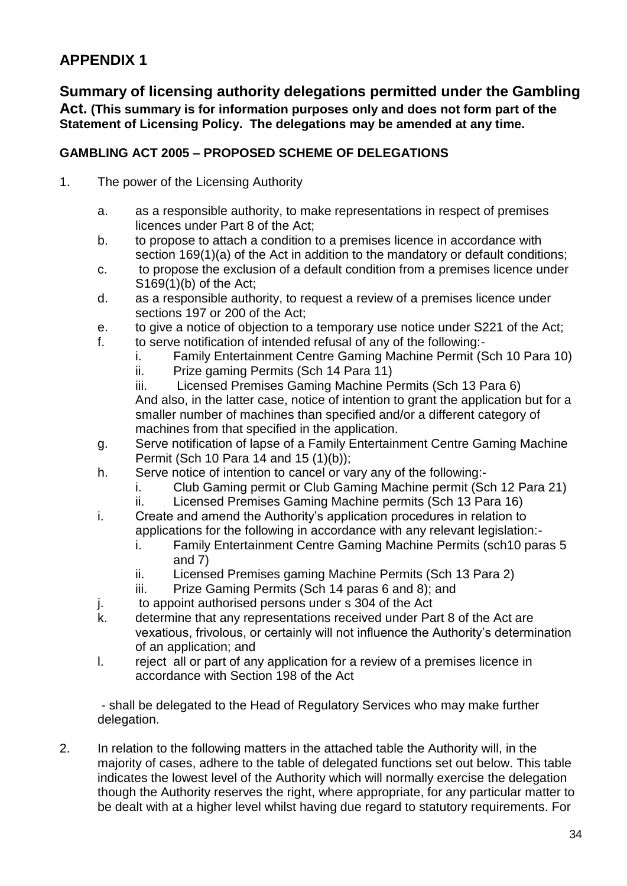## APPENDIX 1

### Summary of licensing authority delegations permitted under the Gambling Act. (This summary is for information purposes only and does not form part of the Statement of Licensing Policy. The delegations may be amended at any time.

**GAMBLING ACT 2005 – PROPOSED SCHEME OF DELEGATIONS**

1. The power of the Licensing Authority

   a. as a responsible authority, to make representations in respect of premises licences under Part 8 of the Act;
   b. to propose to attach a condition to a premises licence in accordance with section 169(1)(a) of the Act in addition to the mandatory or default conditions;
   c. to propose the exclusion of a default condition from a premises licence under S169(1)(b) of the Act;
   d. as a responsible authority, to request a review of a premises licence under sections 197 or 200 of the Act;
   e. to give a notice of objection to a temporary use notice under S221 of the Act;
   f. to serve notification of intended refusal of any of the following:-
      i. Family Entertainment Centre Gaming Machine Permit (Sch 10 Para 10)
      ii. Prize gaming Permits (Sch 14 Para 11)
      iii. Licensed Premises Gaming Machine Permits (Sch 13 Para 6)

      And also, in the latter case, notice of intention to grant the application but for a smaller number of machines than specified and/or a different category of machines from that specified in the application.
   g. Serve notification of lapse of a Family Entertainment Centre Gaming Machine Permit (Sch 10 Para 14 and 15 (1)(b));
   h. Serve notice of intention to cancel or vary any of the following:-
      i. Club Gaming permit or Club Gaming Machine permit (Sch 12 Para 21)
      ii. Licensed Premises Gaming Machine permits (Sch 13 Para 16)
   i. Create and amend the Authority's application procedures in relation to applications for the following in accordance with any relevant legislation:-
      i. Family Entertainment Centre Gaming Machine Permits (sch10 paras 5 and 7)
      ii. Licensed Premises gaming Machine Permits (Sch 13 Para 2)
      iii. Prize Gaming Permits (Sch 14 paras 6 and 8); and
   j. to appoint authorised persons under s 304 of the Act
   k. determine that any representations received under Part 8 of the Act are vexatious, frivolous, or certainly will not influence the Authority's determination of an application; and
   l. reject all or part of any application for a review of a premises licence in accordance with Section 198 of the Act

   - shall be delegated to the Head of Regulatory Services who may make further delegation.

2. In relation to the following matters in the attached table the Authority will, in the majority of cases, adhere to the table of delegated functions set out below. This table indicates the lowest level of the Authority which will normally exercise the delegation though the Authority reserves the right, where appropriate, for any particular matter to be dealt with at a higher level whilst having due regard to statutory requirements. For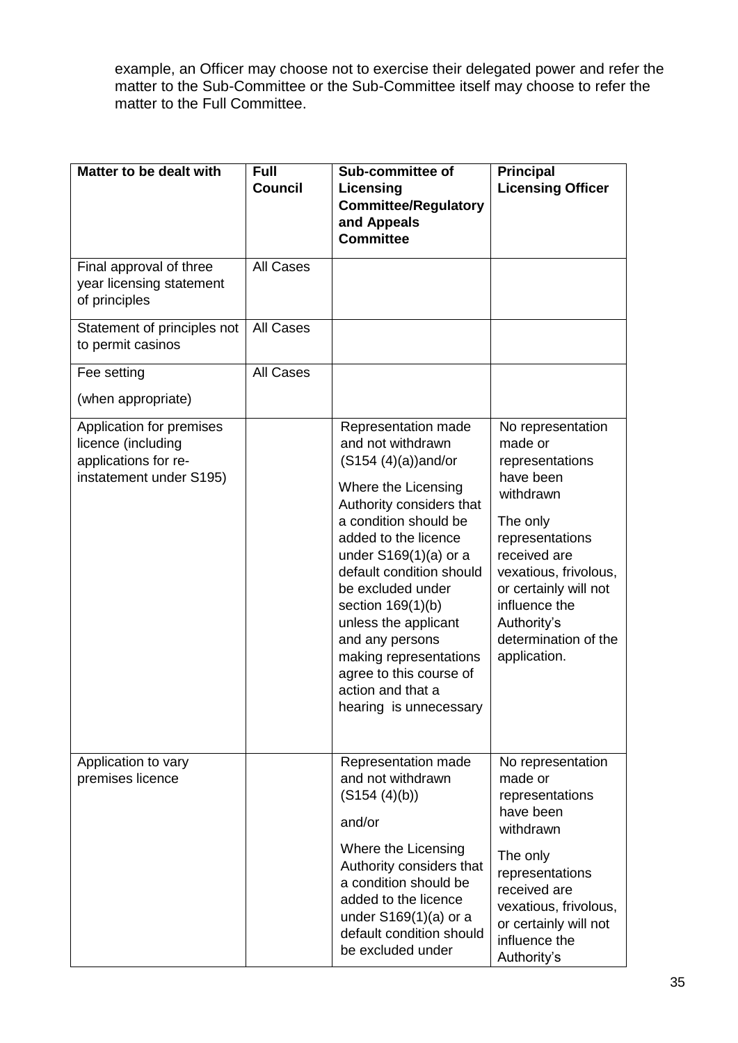example, an Officer may choose not to exercise their delegated power and refer the matter to the Sub-Committee or the Sub-Committee itself may choose to refer the matter to the Full Committee.

| Matter to be dealt with | Full Council | Sub-committee of Licensing Committee/Regulatory and Appeals Committee | Principal Licensing Officer |
|---|---|---|---|
| Final approval of three year licensing statement of principles | All Cases | | |
| Statement of principles not to permit casinos | All Cases | | |
| Fee setting<br><br>(when appropriate) | All Cases | | |
| Application for premises licence (including applications for re-instatement under S195) | | Representation made and not withdrawn (S154 (4)(a))and/or<br><br>Where the Licensing Authority considers that a condition should be added to the licence under S169(1)(a) or a default condition should be excluded under section 169(1)(b) unless the applicant and any persons making representations agree to this course of action and that a hearing is unnecessary | No representation made or representations have been withdrawn<br><br>The only representations received are vexatious, frivolous, or certainly will not influence the Authority's determination of the application. |
| Application to vary premises licence | | Representation made and not withdrawn (S154 (4)(b))<br><br>and/or<br><br>Where the Licensing Authority considers that a condition should be added to the licence under S169(1)(a) or a default condition should be excluded under | No representation made or representations have been withdrawn<br><br>The only representations received are vexatious, frivolous, or certainly will not influence the Authority's |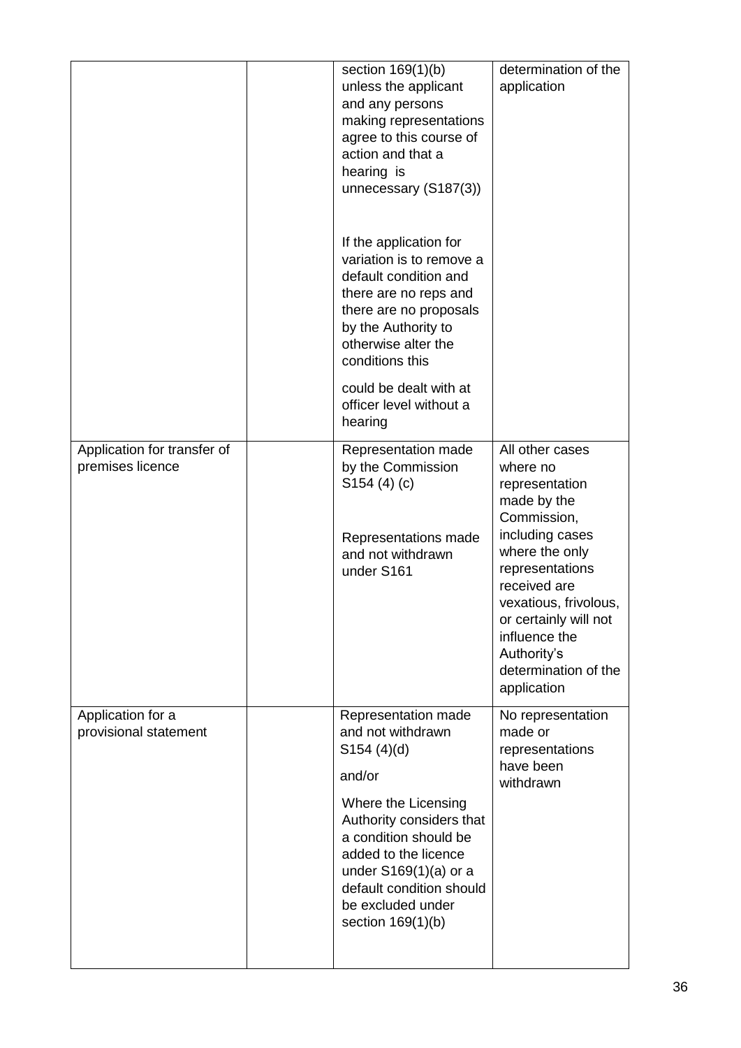| | | | |
|---|---|---|---|
| | | section 169(1)(b) unless the applicant and any persons making representations agree to this course of action and that a hearing is unnecessary (S187(3))<br><br>If the application for variation is to remove a default condition and there are no reps and there are no proposals by the Authority to otherwise alter the conditions this could be dealt with at officer level without a hearing | determination of the application |
| Application for transfer of premises licence | | Representation made by the Commission S154 (4) (c)<br><br>Representations made and not withdrawn under S161 | All other cases where no representation made by the Commission, including cases where the only representations received are vexatious, frivolous, or certainly will not influence the Authority's determination of the application |
| Application for a provisional statement | | Representation made and not withdrawn S154 (4)(d)<br><br>and/or<br><br>Where the Licensing Authority considers that a condition should be added to the licence under S169(1)(a) or a default condition should be excluded under section 169(1)(b) | No representation made or representations have been withdrawn |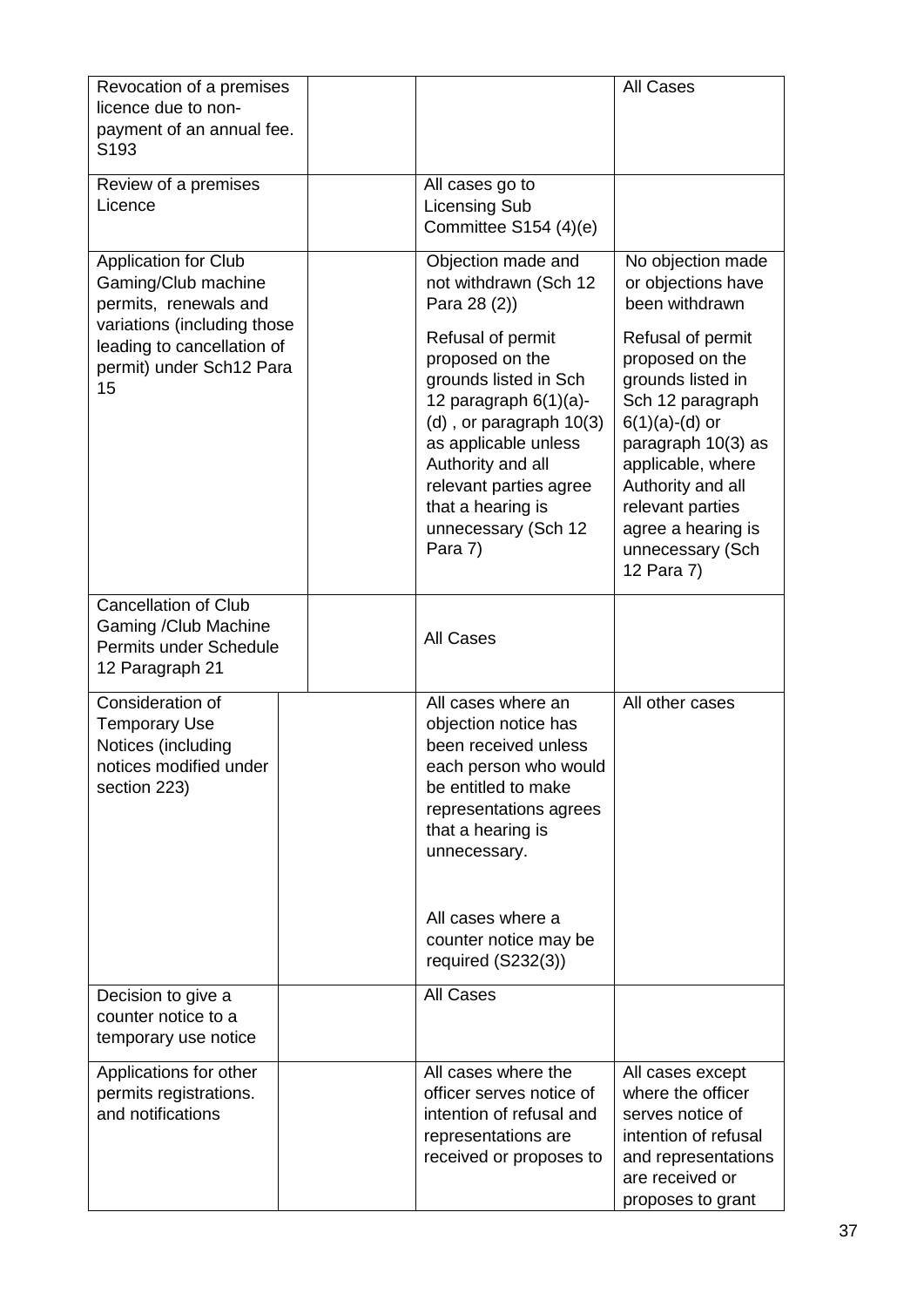| | | | |
|---|---|---|---|
| Revocation of a premises licence due to non-payment of an annual fee. S193 | | | All Cases |
| Review of a premises Licence | | All cases go to Licensing Sub Committee S154 (4)(e) | |
| Application for Club Gaming/Club machine permits, renewals and variations (including those leading to cancellation of permit) under Sch12 Para 15 | | Objection made and not withdrawn (Sch 12 Para 28 (2))<br><br>Refusal of permit proposed on the grounds listed in Sch 12 paragraph 6(1)(a)-(d) , or paragraph 10(3) as applicable unless Authority and all relevant parties agree that a hearing is unnecessary (Sch 12 Para 7) | No objection made or objections have been withdrawn<br><br>Refusal of permit proposed on the grounds listed in Sch 12 paragraph 6(1)(a)-(d) or paragraph 10(3) as applicable, where Authority and all relevant parties agree a hearing is unnecessary (Sch 12 Para 7) |
| Cancellation of Club Gaming /Club Machine Permits under Schedule 12 Paragraph 21 | | All Cases | |
| Consideration of Temporary Use Notices (including notices modified under section 223) | | All cases where an objection notice has been received unless each person who would be entitled to make representations agrees that a hearing is unnecessary.<br><br>All cases where a counter notice may be required (S232(3)) | All other cases |
| Decision to give a counter notice to a temporary use notice | | All Cases | |
| Applications for other permits registrations. and notifications | | All cases where the officer serves notice of intention of refusal and representations are received or proposes to | All cases except where the officer serves notice of intention of refusal and representations are received or proposes to grant |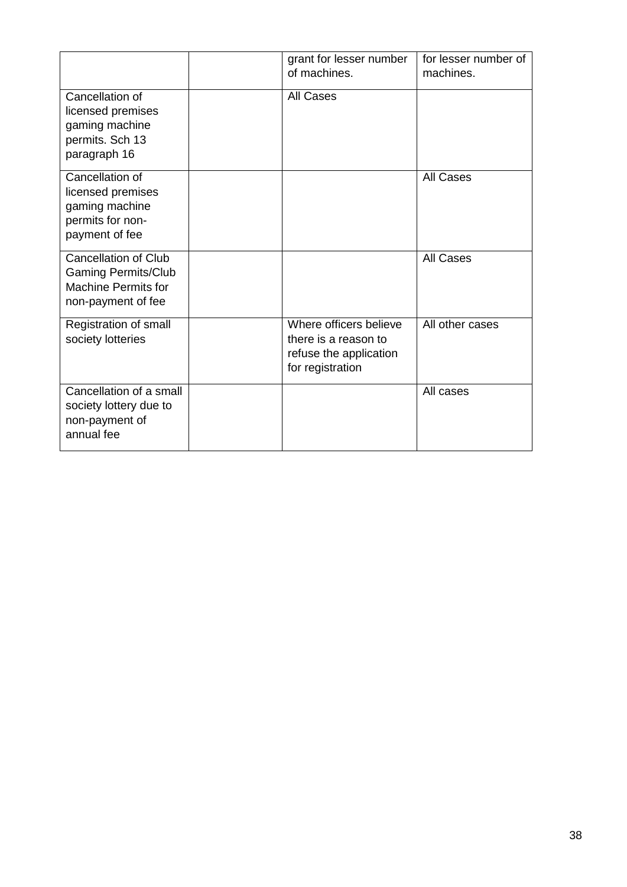| | | | |
|---|---|---|---|
| | | grant for lesser number of machines. | for lesser number of machines. |
| Cancellation of licensed premises gaming machine permits. Sch 13 paragraph 16 | | All Cases | |
| Cancellation of licensed premises gaming machine permits for non-payment of fee | | | All Cases |
| Cancellation of Club Gaming Permits/Club Machine Permits for non-payment of fee | | | All Cases |
| Registration of small society lotteries | | Where officers believe there is a reason to refuse the application for registration | All other cases |
| Cancellation of a small society lottery due to non-payment of annual fee | | | All cases |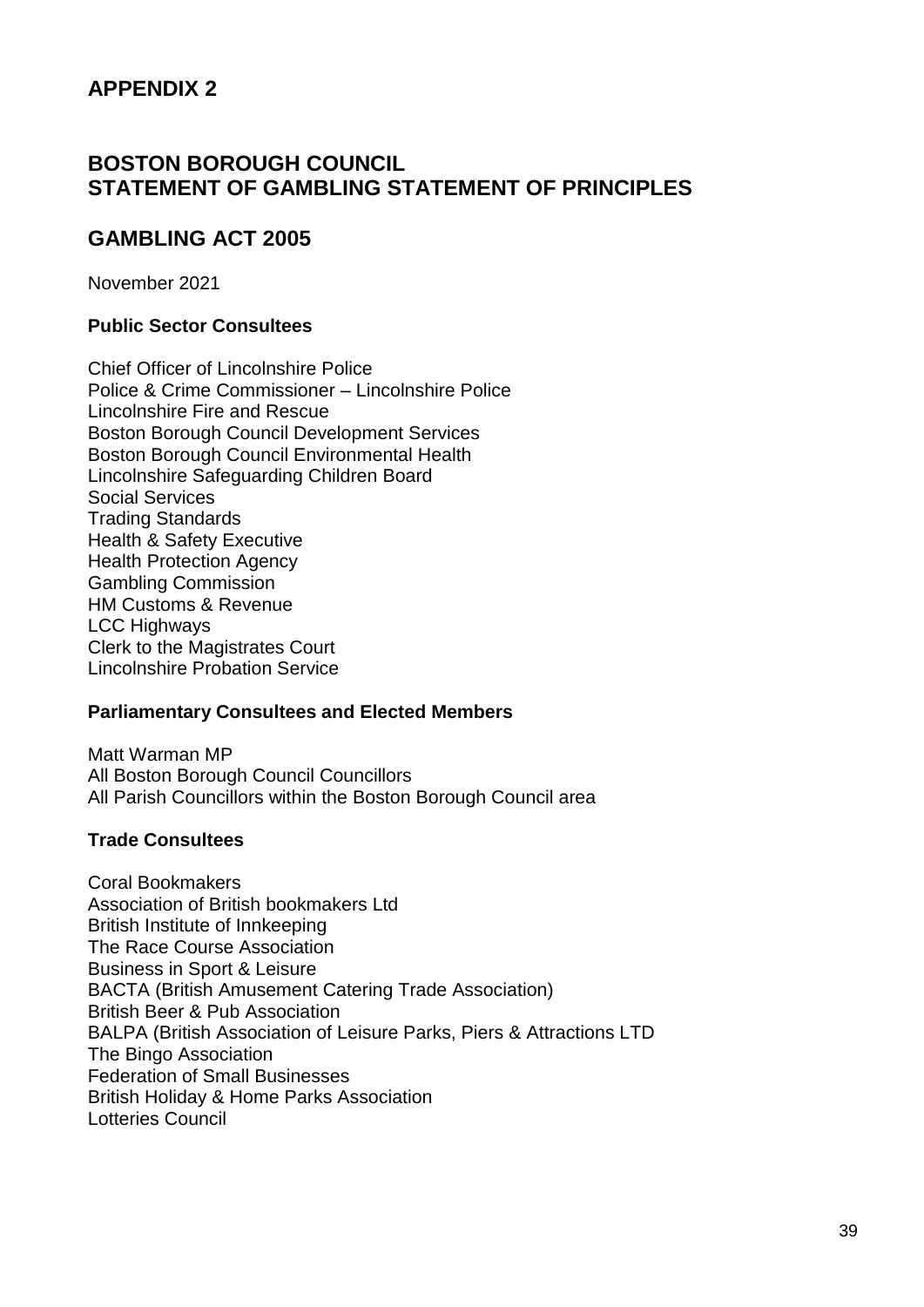# APPENDIX 2

# BOSTON BOROUGH COUNCIL
# STATEMENT OF GAMBLING STATEMENT OF PRINCIPLES

# GAMBLING ACT 2005

November 2021

**Public Sector Consultees**

Chief Officer of Lincolnshire Police
Police & Crime Commissioner – Lincolnshire Police
Lincolnshire Fire and Rescue
Boston Borough Council Development Services
Boston Borough Council Environmental Health
Lincolnshire Safeguarding Children Board
Social Services
Trading Standards
Health & Safety Executive
Health Protection Agency
Gambling Commission
HM Customs & Revenue
LCC Highways
Clerk to the Magistrates Court
Lincolnshire Probation Service

**Parliamentary Consultees and Elected Members**

Matt Warman MP
All Boston Borough Council Councillors
All Parish Councillors within the Boston Borough Council area

**Trade Consultees**

Coral Bookmakers
Association of British bookmakers Ltd
British Institute of Innkeeping
The Race Course Association
Business in Sport & Leisure
BACTA (British Amusement Catering Trade Association)
British Beer & Pub Association
BALPA (British Association of Leisure Parks, Piers & Attractions LTD
The Bingo Association
Federation of Small Businesses
British Holiday & Home Parks Association
Lotteries Council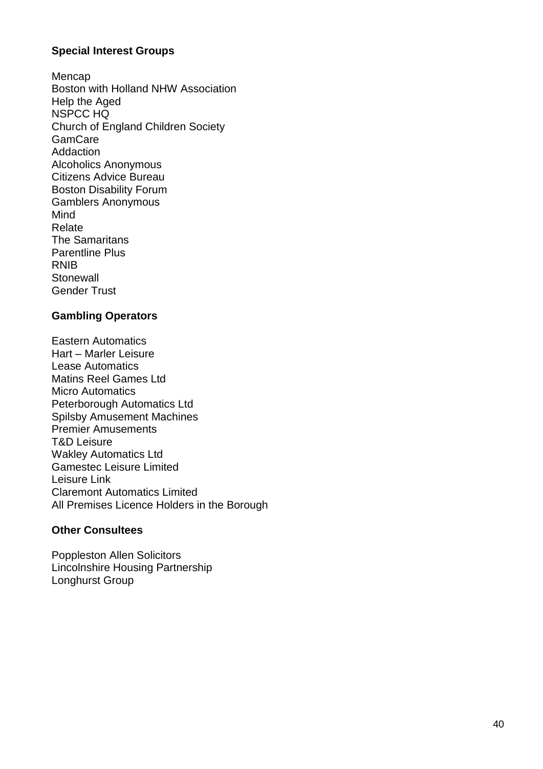**Special Interest Groups**

Mencap
Boston with Holland NHW Association
Help the Aged
NSPCC HQ
Church of England Children Society
GamCare
Addaction
Alcoholics Anonymous
Citizens Advice Bureau
Boston Disability Forum
Gamblers Anonymous
Mind
Relate
The Samaritans
Parentline Plus
RNIB
Stonewall
Gender Trust

**Gambling Operators**

Eastern Automatics
Hart – Marler Leisure
Lease Automatics
Matins Reel Games Ltd
Micro Automatics
Peterborough Automatics Ltd
Spilsby Amusement Machines
Premier Amusements
T&D Leisure
Wakley Automatics Ltd
Gamestec Leisure Limited
Leisure Link
Claremont Automatics Limited
All Premises Licence Holders in the Borough

**Other Consultees**

Poppleston Allen Solicitors
Lincolnshire Housing Partnership
Longhurst Group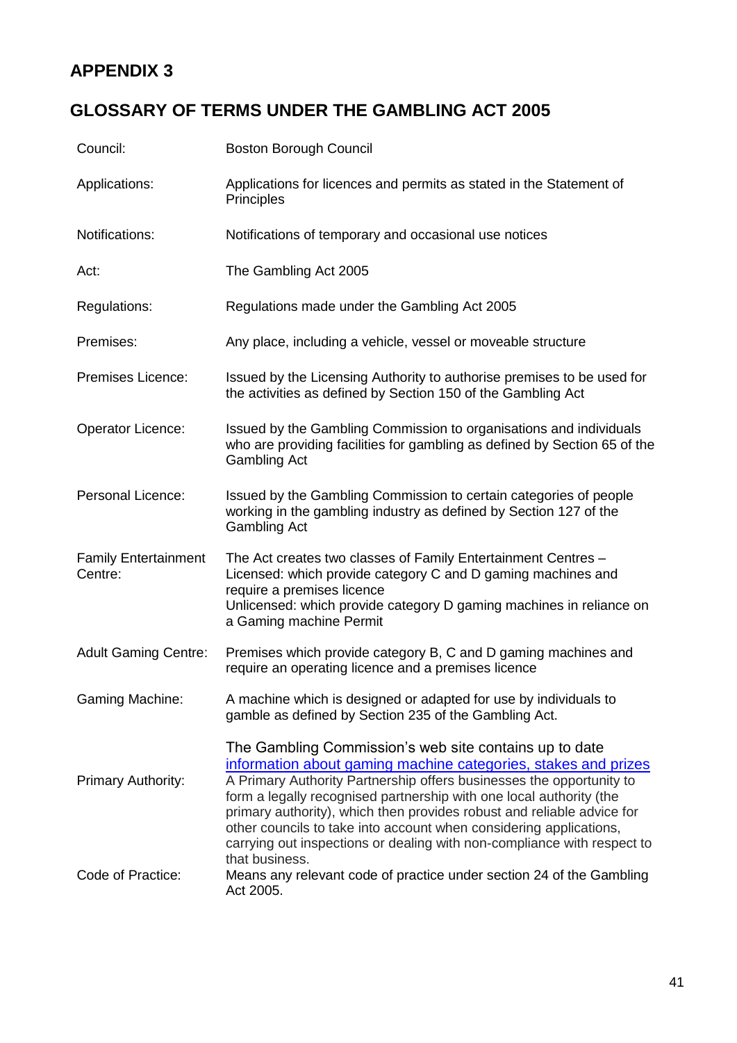## APPENDIX 3

## GLOSSARY OF TERMS UNDER THE GAMBLING ACT 2005

| | |
|---|---|
| Council: | Boston Borough Council |
| Applications: | Applications for licences and permits as stated in the Statement of Principles |
| Notifications: | Notifications of temporary and occasional use notices |
| Act: | The Gambling Act 2005 |
| Regulations: | Regulations made under the Gambling Act 2005 |
| Premises: | Any place, including a vehicle, vessel or moveable structure |
| Premises Licence: | Issued by the Licensing Authority to authorise premises to be used for the activities as defined by Section 150 of the Gambling Act |
| Operator Licence: | Issued by the Gambling Commission to organisations and individuals who are providing facilities for gambling as defined by Section 65 of the Gambling Act |
| Personal Licence: | Issued by the Gambling Commission to certain categories of people working in the gambling industry as defined by Section 127 of the Gambling Act |
| Family Entertainment Centre: | The Act creates two classes of Family Entertainment Centres – Licensed: which provide category C and D gaming machines and require a premises licence<br>Unlicensed: which provide category D gaming machines in reliance on a Gaming machine Permit |
| Adult Gaming Centre: | Premises which provide category B, C and D gaming machines and require an operating licence and a premises licence |
| Gaming Machine: | A machine which is designed or adapted for use by individuals to gamble as defined by Section 235 of the Gambling Act.<br><br>The Gambling Commission's web site contains up to date information about gaming machine categories, stakes and prizes |
| Primary Authority: | A Primary Authority Partnership offers businesses the opportunity to form a legally recognised partnership with one local authority (the primary authority), which then provides robust and reliable advice for other councils to take into account when considering applications, carrying out inspections or dealing with non-compliance with respect to that business. |
| Code of Practice: | Means any relevant code of practice under section 24 of the Gambling Act 2005. |